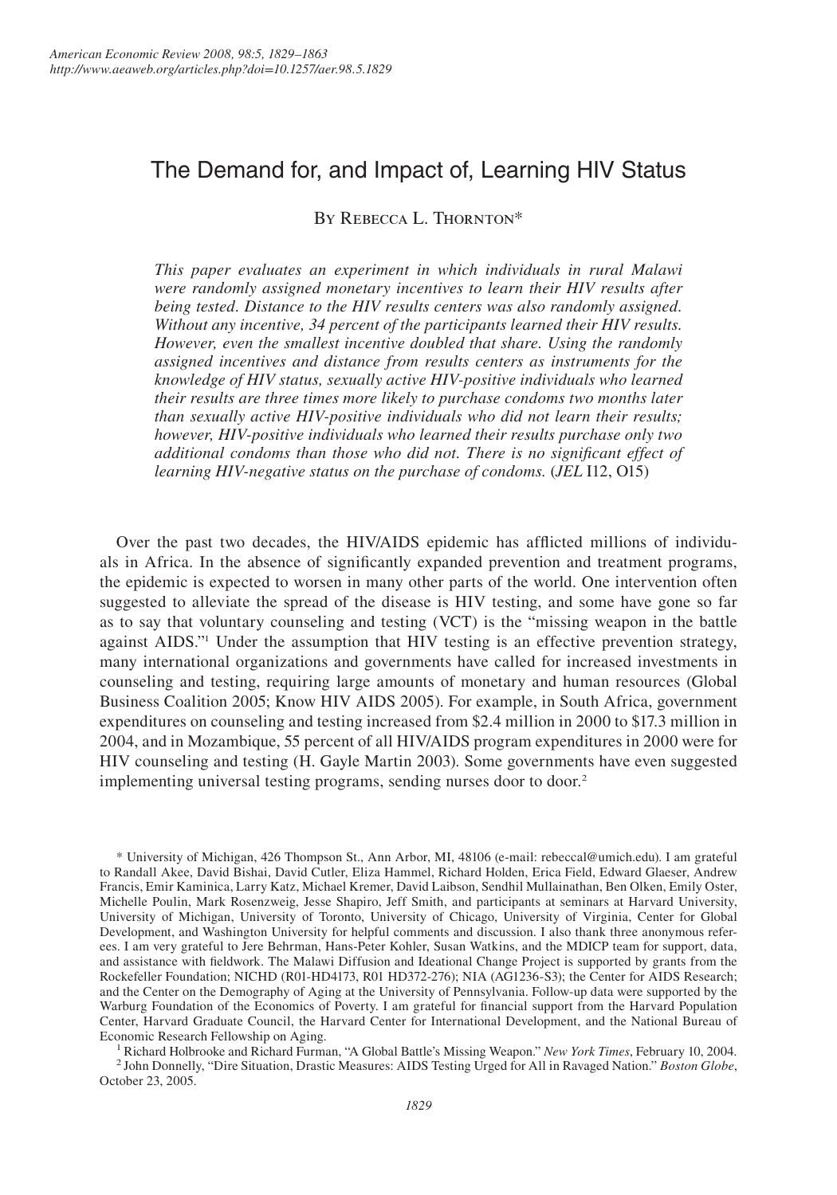# The Demand for, and Impact of, Learning HIV Status

By Rebecca L. Thornton*

*This paper evaluates an experiment in which individuals in rural Malawi were randomly assigned monetary incentives to learn their HIV results after being tested. Distance to the HIV results centers was also randomly assigned. Without any incentive, 34 percent of the participants learned their HIV results. However, even the smallest incentive doubled that share. Using the randomly assigned incentives and distance from results centers as instruments for the knowledge of HIV status, sexually active HIV-positive individuals who learned their results are three times more likely to purchase condoms two months later than sexually active HIV-positive individuals who did not learn their results; however, HIV-positive individuals who learned their results purchase only two additional condoms than those who did not. There is no significant effect of learning HIV-negative status on the purchase of condoms.* (*JEL* I12, O15)

Over the past two decades, the HIV/AIDS epidemic has afflicted millions of individuals in Africa. In the absence of significantly expanded prevention and treatment programs, the epidemic is expected to worsen in many other parts of the world. One intervention often suggested to alleviate the spread of the disease is HIV testing, and some have gone so far as to say that voluntary counseling and testing (VCT) is the "missing weapon in the battle against AIDS."[1] Under the assumption that HIV testing is an effective prevention strategy, many international organizations and governments have called for increased investments in counseling and testing, requiring large amounts of monetary and human resources (Global Business Coalition 2005; Know HIV AIDS 2005). For example, in South Africa, government expenditures on counseling and testing increased from $2.4 million in 2000 to $17.3 million in 2004, and in Mozambique, 55 percent of all HIV/AIDS program expenditures in 2000 were for HIV counseling and testing (H. Gayle Martin 2003). Some governments have even suggested implementing universal testing programs, sending nurses door to door.[2]

\* University of Michigan, 426 Thompson St., Ann Arbor, MI, 48106 (e-mail: rebeccal@umich.edu). I am grateful to Randall Akee, David Bishai, David Cutler, Eliza Hammel, Richard Holden, Erica Field, Edward Glaeser, Andrew Francis, Emir Kaminica, Larry Katz, Michael Kremer, David Laibson, Sendhil Mullainathan, Ben Olken, Emily Oster, Michelle Poulin, Mark Rosenzweig, Jesse Shapiro, Jeff Smith, and participants at seminars at Harvard University, University of Michigan, University of Toronto, University of Chicago, University of Virginia, Center for Global Development, and Washington University for helpful comments and discussion. I also thank three anonymous referees. I am very grateful to Jere Behrman, Hans-Peter Kohler, Susan Watkins, and the MDICP team for support, data, and assistance with fieldwork. The Malawi Diffusion and Ideational Change Project is supported by grants from the Rockefeller Foundation; NICHD (R01-HD4173, R01 HD372-276); NIA (AG1236-S3); the Center for AIDS Research; and the Center on the Demography of Aging at the University of Pennsylvania. Follow-up data were supported by the Warburg Foundation of the Economics of Poverty. I am grateful for financial support from the Harvard Population Center, Harvard Graduate Council, the Harvard Center for International Development, and the National Bureau of Economic Research Fellowship on Aging.

[1] Richard Holbrooke and Richard Furman, "A Global Battle's Missing Weapon." *New York Times*, February 10, 2004.

[2] John Donnelly, "Dire Situation, Drastic Measures: AIDS Testing Urged for All in Ravaged Nation." *Boston Globe*, October 23, 2005.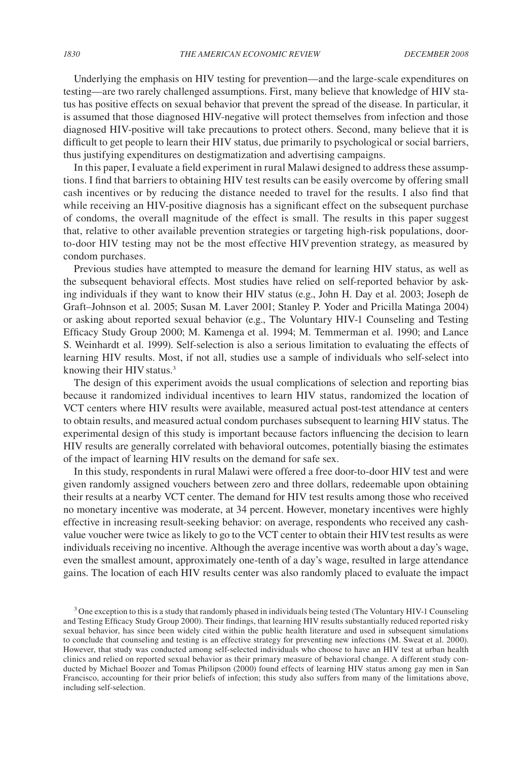Underlying the emphasis on HIV testing for prevention—and the large-scale expenditures on testing—are two rarely challenged assumptions. First, many believe that knowledge of HIV status has positive effects on sexual behavior that prevent the spread of the disease. In particular, it is assumed that those diagnosed HIV-negative will protect themselves from infection and those diagnosed HIV-positive will take precautions to protect others. Second, many believe that it is difficult to get people to learn their HIV status, due primarily to psychological or social barriers, thus justifying expenditures on destigmatization and advertising campaigns.

In this paper, I evaluate a field experiment in rural Malawi designed to address these assumptions. I find that barriers to obtaining HIV test results can be easily overcome by offering small cash incentives or by reducing the distance needed to travel for the results. I also find that while receiving an HIV-positive diagnosis has a significant effect on the subsequent purchase of condoms, the overall magnitude of the effect is small. The results in this paper suggest that, relative to other available prevention strategies or targeting high-risk populations, door-to-door HIV testing may not be the most effective HIV prevention strategy, as measured by condom purchases.

Previous studies have attempted to measure the demand for learning HIV status, as well as the subsequent behavioral effects. Most studies have relied on self-reported behavior by asking individuals if they want to know their HIV status (e.g., John H. Day et al. 2003; Joseph de Graft–Johnson et al. 2005; Susan M. Laver 2001; Stanley P. Yoder and Pricilla Matinga 2004) or asking about reported sexual behavior (e.g., The Voluntary HIV-1 Counseling and Testing Efficacy Study Group 2000; M. Kamenga et al. 1994; M. Temmerman et al. 1990; and Lance S. Weinhardt et al. 1999). Self-selection is also a serious limitation to evaluating the effects of learning HIV results. Most, if not all, studies use a sample of individuals who self-select into knowing their HIV status.[3]

The design of this experiment avoids the usual complications of selection and reporting bias because it randomized individual incentives to learn HIV status, randomized the location of VCT centers where HIV results were available, measured actual post-test attendance at centers to obtain results, and measured actual condom purchases subsequent to learning HIV status. The experimental design of this study is important because factors influencing the decision to learn HIV results are generally correlated with behavioral outcomes, potentially biasing the estimates of the impact of learning HIV results on the demand for safe sex.

In this study, respondents in rural Malawi were offered a free door-to-door HIV test and were given randomly assigned vouchers between zero and three dollars, redeemable upon obtaining their results at a nearby VCT center. The demand for HIV test results among those who received no monetary incentive was moderate, at 34 percent. However, monetary incentives were highly effective in increasing result-seeking behavior: on average, respondents who received any cash-value voucher were twice as likely to go to the VCT center to obtain their HIV test results as were individuals receiving no incentive. Although the average incentive was worth about a day's wage, even the smallest amount, approximately one-tenth of a day's wage, resulted in large attendance gains. The location of each HIV results center was also randomly placed to evaluate the impact

[3] One exception to this is a study that randomly phased in individuals being tested (The Voluntary HIV-1 Counseling and Testing Efficacy Study Group 2000). Their findings, that learning HIV results substantially reduced reported risky sexual behavior, has since been widely cited within the public health literature and used in subsequent simulations to conclude that counseling and testing is an effective strategy for preventing new infections (M. Sweat et al. 2000). However, that study was conducted among self-selected individuals who choose to have an HIV test at urban health clinics and relied on reported sexual behavior as their primary measure of behavioral change. A different study conducted by Michael Boozer and Tomas Philipson (2000) found effects of learning HIV status among gay men in San Francisco, accounting for their prior beliefs of infection; this study also suffers from many of the limitations above, including self-selection.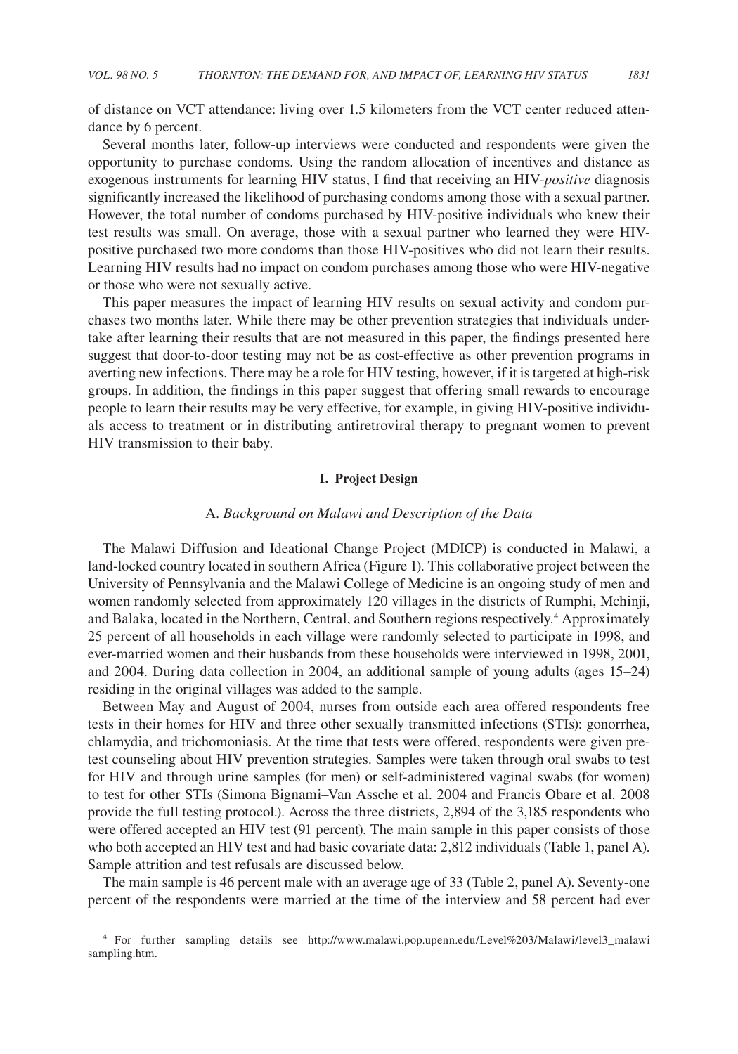of distance on VCT attendance: living over 1.5 kilometers from the VCT center reduced attendance by 6 percent.

Several months later, follow-up interviews were conducted and respondents were given the opportunity to purchase condoms. Using the random allocation of incentives and distance as exogenous instruments for learning HIV status, I find that receiving an HIV-*positive* diagnosis significantly increased the likelihood of purchasing condoms among those with a sexual partner. However, the total number of condoms purchased by HIV-positive individuals who knew their test results was small. On average, those with a sexual partner who learned they were HIV-positive purchased two more condoms than those HIV-positives who did not learn their results. Learning HIV results had no impact on condom purchases among those who were HIV-negative or those who were not sexually active.

This paper measures the impact of learning HIV results on sexual activity and condom purchases two months later. While there may be other prevention strategies that individuals undertake after learning their results that are not measured in this paper, the findings presented here suggest that door-to-door testing may not be as cost-effective as other prevention programs in averting new infections. There may be a role for HIV testing, however, if it is targeted at high-risk groups. In addition, the findings in this paper suggest that offering small rewards to encourage people to learn their results may be very effective, for example, in giving HIV-positive individuals access to treatment or in distributing antiretroviral therapy to pregnant women to prevent HIV transmission to their baby.

## I. Project Design

### A. *Background on Malawi and Description of the Data*

The Malawi Diffusion and Ideational Change Project (MDICP) is conducted in Malawi, a land-locked country located in southern Africa (Figure 1). This collaborative project between the University of Pennsylvania and the Malawi College of Medicine is an ongoing study of men and women randomly selected from approximately 120 villages in the districts of Rumphi, Mchinji, and Balaka, located in the Northern, Central, and Southern regions respectively.[4] Approximately 25 percent of all households in each village were randomly selected to participate in 1998, and ever-married women and their husbands from these households were interviewed in 1998, 2001, and 2004. During data collection in 2004, an additional sample of young adults (ages 15–24) residing in the original villages was added to the sample.

Between May and August of 2004, nurses from outside each area offered respondents free tests in their homes for HIV and three other sexually transmitted infections (STIs): gonorrhea, chlamydia, and trichomoniasis. At the time that tests were offered, respondents were given pre-test counseling about HIV prevention strategies. Samples were taken through oral swabs to test for HIV and through urine samples (for men) or self-administered vaginal swabs (for women) to test for other STIs (Simona Bignami–Van Assche et al. 2004 and Francis Obare et al. 2008 provide the full testing protocol.). Across the three districts, 2,894 of the 3,185 respondents who were offered accepted an HIV test (91 percent). The main sample in this paper consists of those who both accepted an HIV test and had basic covariate data: 2,812 individuals (Table 1, panel A). Sample attrition and test refusals are discussed below.

The main sample is 46 percent male with an average age of 33 (Table 2, panel A). Seventy-one percent of the respondents were married at the time of the interview and 58 percent had ever

[4] For further sampling details see http://www.malawi.pop.upenn.edu/Level%203/Malawi/level3_malawi sampling.htm.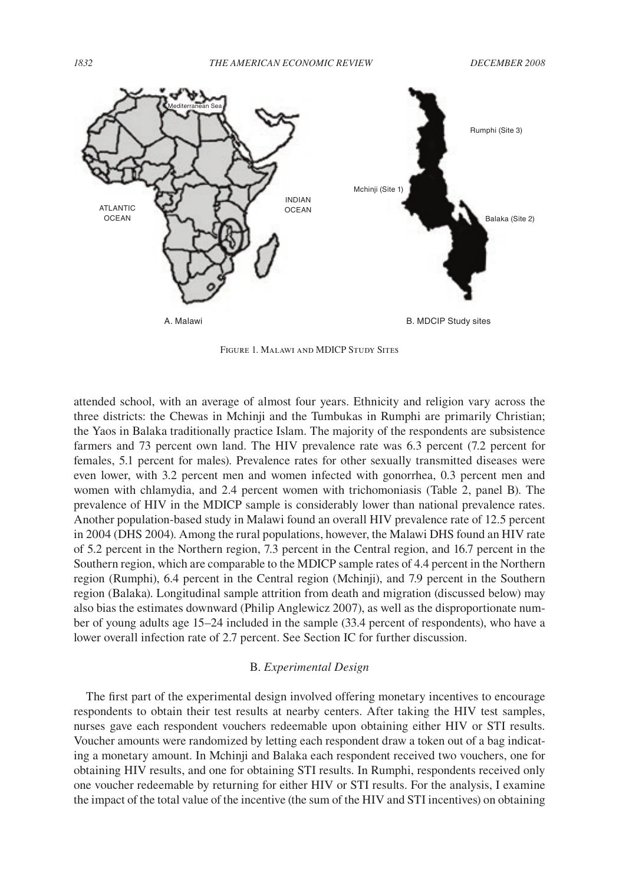Figure 1. Malawi and MDICP Study Sites

attended school, with an average of almost four years. Ethnicity and religion vary across the three districts: the Chewas in Mchinji and the Tumbukas in Rumphi are primarily Christian; the Yaos in Balaka traditionally practice Islam. The majority of the respondents are subsistence farmers and 73 percent own land. The HIV prevalence rate was 6.3 percent (7.2 percent for females, 5.1 percent for males). Prevalence rates for other sexually transmitted diseases were even lower, with 3.2 percent men and women infected with gonorrhea, 0.3 percent men and women with chlamydia, and 2.4 percent women with trichomoniasis (Table 2, panel B). The prevalence of HIV in the MDICP sample is considerably lower than national prevalence rates. Another population-based study in Malawi found an overall HIV prevalence rate of 12.5 percent in 2004 (DHS 2004). Among the rural populations, however, the Malawi DHS found an HIV rate of 5.2 percent in the Northern region, 7.3 percent in the Central region, and 16.7 percent in the Southern region, which are comparable to the MDICP sample rates of 4.4 percent in the Northern region (Rumphi), 6.4 percent in the Central region (Mchinji), and 7.9 percent in the Southern region (Balaka). Longitudinal sample attrition from death and migration (discussed below) may also bias the estimates downward (Philip Anglewicz 2007), as well as the disproportionate number of young adults age 15–24 included in the sample (33.4 percent of respondents), who have a lower overall infection rate of 2.7 percent. See Section IC for further discussion.

## B. *Experimental Design*

The first part of the experimental design involved offering monetary incentives to encourage respondents to obtain their test results at nearby centers. After taking the HIV test samples, nurses gave each respondent vouchers redeemable upon obtaining either HIV or STI results. Voucher amounts were randomized by letting each respondent draw a token out of a bag indicating a monetary amount. In Mchinji and Balaka each respondent received two vouchers, one for obtaining HIV results, and one for obtaining STI results. In Rumphi, respondents received only one voucher redeemable by returning for either HIV or STI results. For the analysis, I examine the impact of the total value of the incentive (the sum of the HIV and STI incentives) on obtaining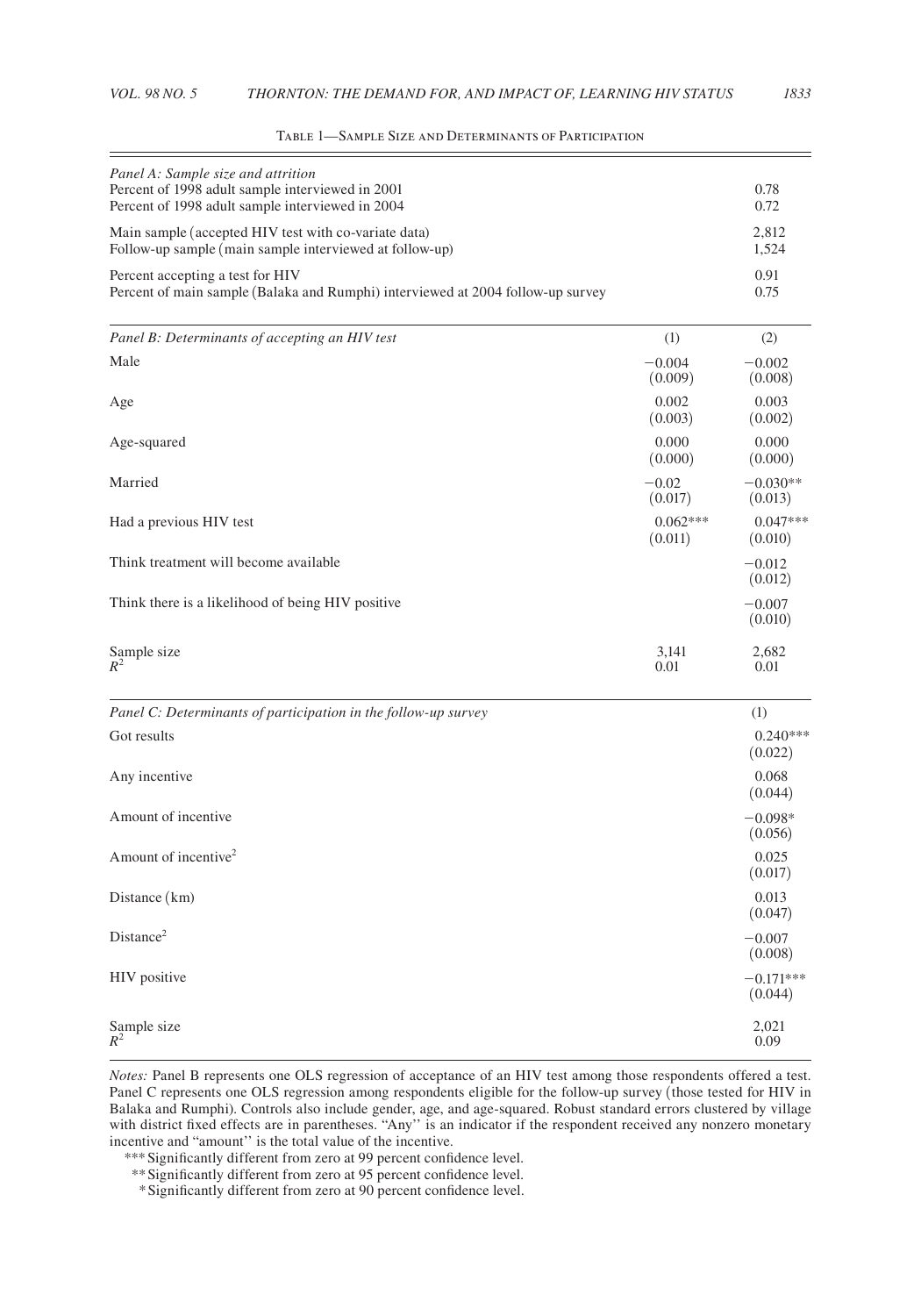Table 1—Sample Size and Determinants of Participation

| *Panel A: Sample size and attrition* | | |
|---|---|---|
| Percent of 1998 adult sample interviewed in 2001 | | 0.78 |
| Percent of 1998 adult sample interviewed in 2004 | | 0.72 |
| Main sample (accepted HIV test with co-variate data) | | 2,812 |
| Follow-up sample (main sample interviewed at follow-up) | | 1,524 |
| Percent accepting a test for HIV | | 0.91 |
| Percent of main sample (Balaka and Rumphi) interviewed at 2004 follow-up survey | | 0.75 |

| *Panel B: Determinants of accepting an HIV test* | (1) | (2) |
|---|---|---|
| Male | −0.004 | −0.002 |
| | (0.009) | (0.008) |
| Age | 0.002 | 0.003 |
| | (0.003) | (0.002) |
| Age-squared | 0.000 | 0.000 |
| | (0.000) | (0.000) |
| Married | −0.02 | −0.030** |
| | (0.017) | (0.013) |
| Had a previous HIV test | 0.062*** | 0.047*** |
| | (0.011) | (0.010) |
| Think treatment will become available | | −0.012 |
| | | (0.012) |
| Think there is a likelihood of being HIV positive | | −0.007 |
| | | (0.010) |
| Sample size | 3,141 | 2,682 |
| $R^2$ | 0.01 | 0.01 |

| *Panel C: Determinants of participation in the follow-up survey* | (1) |
|---|---|
| Got results | 0.240*** |
| | (0.022) |
| Any incentive | 0.068 |
| | (0.044) |
| Amount of incentive | −0.098* |
| | (0.056) |
| Amount of incentive$^2$ | 0.025 |
| | (0.017) |
| Distance (km) | 0.013 |
| | (0.047) |
| Distance$^2$ | −0.007 |
| | (0.008) |
| HIV positive | −0.171*** |
| | (0.044) |
| Sample size | 2,021 |
| $R^2$ | 0.09 |

*Notes:* Panel B represents one OLS regression of acceptance of an HIV test among those respondents offered a test. Panel C represents one OLS regression among respondents eligible for the follow-up survey (those tested for HIV in Balaka and Rumphi). Controls also include gender, age, and age-squared. Robust standard errors clustered by village with district fixed effects are in parentheses. "Any" is an indicator if the respondent received any nonzero monetary incentive and "amount" is the total value of the incentive.

*** Significantly different from zero at 99 percent confidence level.

** Significantly different from zero at 95 percent confidence level.

* Significantly different from zero at 90 percent confidence level.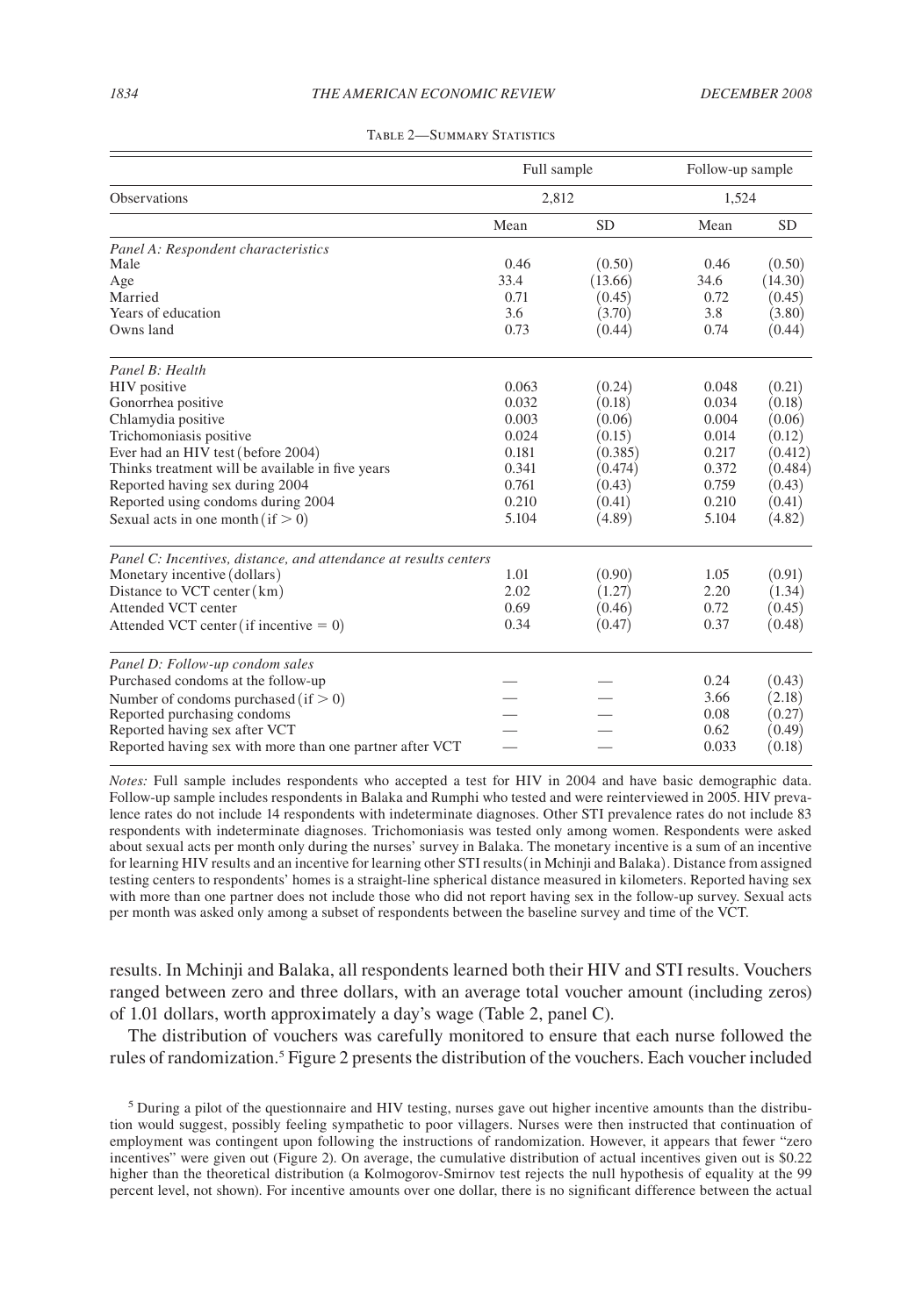Table 2—Summary Statistics

| | Full sample | | Follow-up sample | |
|---|---|---|---|---|
| Observations | 2,812 | | 1,524 | |
| | Mean | SD | Mean | SD |
| *Panel A: Respondent characteristics* | | | | |
| Male | 0.46 | (0.50) | 0.46 | (0.50) |
| Age | 33.4 | (13.66) | 34.6 | (14.30) |
| Married | 0.71 | (0.45) | 0.72 | (0.45) |
| Years of education | 3.6 | (3.70) | 3.8 | (3.80) |
| Owns land | 0.73 | (0.44) | 0.74 | (0.44) |
| *Panel B: Health* | | | | |
| HIV positive | 0.063 | (0.24) | 0.048 | (0.21) |
| Gonorrhea positive | 0.032 | (0.18) | 0.034 | (0.18) |
| Chlamydia positive | 0.003 | (0.06) | 0.004 | (0.06) |
| Trichomoniasis positive | 0.024 | (0.15) | 0.014 | (0.12) |
| Ever had an HIV test (before 2004) | 0.181 | (0.385) | 0.217 | (0.412) |
| Thinks treatment will be available in five years | 0.341 | (0.474) | 0.372 | (0.484) |
| Reported having sex during 2004 | 0.761 | (0.43) | 0.759 | (0.43) |
| Reported using condoms during 2004 | 0.210 | (0.41) | 0.210 | (0.41) |
| Sexual acts in one month (if $> 0$) | 5.104 | (4.89) | 5.104 | (4.82) |
| *Panel C: Incentives, distance, and attendance at results centers* | | | | |
| Monetary incentive (dollars) | 1.01 | (0.90) | 1.05 | (0.91) |
| Distance to VCT center (km) | 2.02 | (1.27) | 2.20 | (1.34) |
| Attended VCT center | 0.69 | (0.46) | 0.72 | (0.45) |
| Attended VCT center (if incentive $= 0$) | 0.34 | (0.47) | 0.37 | (0.48) |
| *Panel D: Follow-up condom sales* | | | | |
| Purchased condoms at the follow-up | — | — | 0.24 | (0.43) |
| Number of condoms purchased (if $> 0$) | — | — | 3.66 | (2.18) |
| Reported purchasing condoms | — | — | 0.08 | (0.27) |
| Reported having sex after VCT | — | — | 0.62 | (0.49) |
| Reported having sex with more than one partner after VCT | — | — | 0.033 | (0.18) |

*Notes:* Full sample includes respondents who accepted a test for HIV in 2004 and have basic demographic data. Follow-up sample includes respondents in Balaka and Rumphi who tested and were reinterviewed in 2005. HIV prevalence rates do not include 14 respondents with indeterminate diagnoses. Other STI prevalence rates do not include 83 respondents with indeterminate diagnoses. Trichomoniasis was tested only among women. Respondents were asked about sexual acts per month only during the nurses' survey in Balaka. The monetary incentive is a sum of an incentive for learning HIV results and an incentive for learning other STI results (in Mchinji and Balaka). Distance from assigned testing centers to respondents' homes is a straight-line spherical distance measured in kilometers. Reported having sex with more than one partner does not include those who did not report having sex in the follow-up survey. Sexual acts per month was asked only among a subset of respondents between the baseline survey and time of the VCT.

results. In Mchinji and Balaka, all respondents learned both their HIV and STI results. Vouchers ranged between zero and three dollars, with an average total voucher amount (including zeros) of 1.01 dollars, worth approximately a day's wage (Table 2, panel C).

The distribution of vouchers was carefully monitored to ensure that each nurse followed the rules of randomization.[5] Figure 2 presents the distribution of the vouchers. Each voucher included

[5] During a pilot of the questionnaire and HIV testing, nurses gave out higher incentive amounts than the distribution would suggest, possibly feeling sympathetic to poor villagers. Nurses were then instructed that continuation of employment was contingent upon following the instructions of randomization. However, it appears that fewer "zero incentives" were given out (Figure 2). On average, the cumulative distribution of actual incentives given out is \$0.22 higher than the theoretical distribution (a Kolmogorov-Smirnov test rejects the null hypothesis of equality at the 99 percent level, not shown). For incentive amounts over one dollar, there is no significant difference between the actual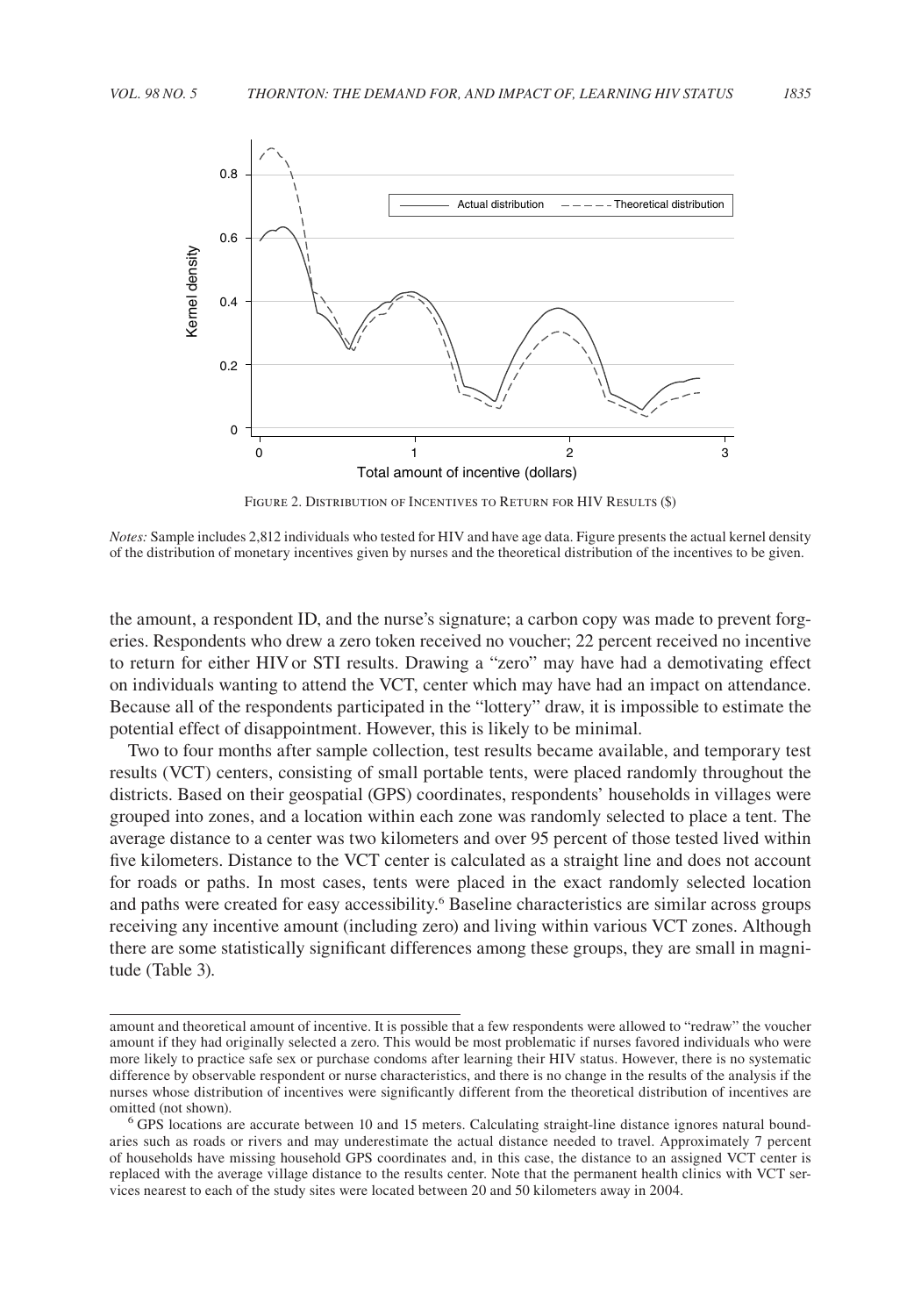Figure 2. Distribution of Incentives to Return for HIV Results ($)

*Notes:* Sample includes 2,812 individuals who tested for HIV and have age data. Figure presents the actual kernel density of the distribution of monetary incentives given by nurses and the theoretical distribution of the incentives to be given.

the amount, a respondent ID, and the nurse's signature; a carbon copy was made to prevent forgeries. Respondents who drew a zero token received no voucher; 22 percent received no incentive to return for either HIV or STI results. Drawing a "zero" may have had a demotivating effect on individuals wanting to attend the VCT, center which may have had an impact on attendance. Because all of the respondents participated in the "lottery" draw, it is impossible to estimate the potential effect of disappointment. However, this is likely to be minimal.

Two to four months after sample collection, test results became available, and temporary test results (VCT) centers, consisting of small portable tents, were placed randomly throughout the districts. Based on their geospatial (GPS) coordinates, respondents' households in villages were grouped into zones, and a location within each zone was randomly selected to place a tent. The average distance to a center was two kilometers and over 95 percent of those tested lived within five kilometers. Distance to the VCT center is calculated as a straight line and does not account for roads or paths. In most cases, tents were placed in the exact randomly selected location and paths were created for easy accessibility.[6] Baseline characteristics are similar across groups receiving any incentive amount (including zero) and living within various VCT zones. Although there are some statistically significant differences among these groups, they are small in magnitude (Table 3).

amount and theoretical amount of incentive. It is possible that a few respondents were allowed to "redraw" the voucher amount if they had originally selected a zero. This would be most problematic if nurses favored individuals who were more likely to practice safe sex or purchase condoms after learning their HIV status. However, there is no systematic difference by observable respondent or nurse characteristics, and there is no change in the results of the analysis if the nurses whose distribution of incentives were significantly different from the theoretical distribution of incentives are omitted (not shown).

[6] GPS locations are accurate between 10 and 15 meters. Calculating straight-line distance ignores natural boundaries such as roads or rivers and may underestimate the actual distance needed to travel. Approximately 7 percent of households have missing household GPS coordinates and, in this case, the distance to an assigned VCT center is replaced with the average village distance to the results center. Note that the permanent health clinics with VCT services nearest to each of the study sites were located between 20 and 50 kilometers away in 2004.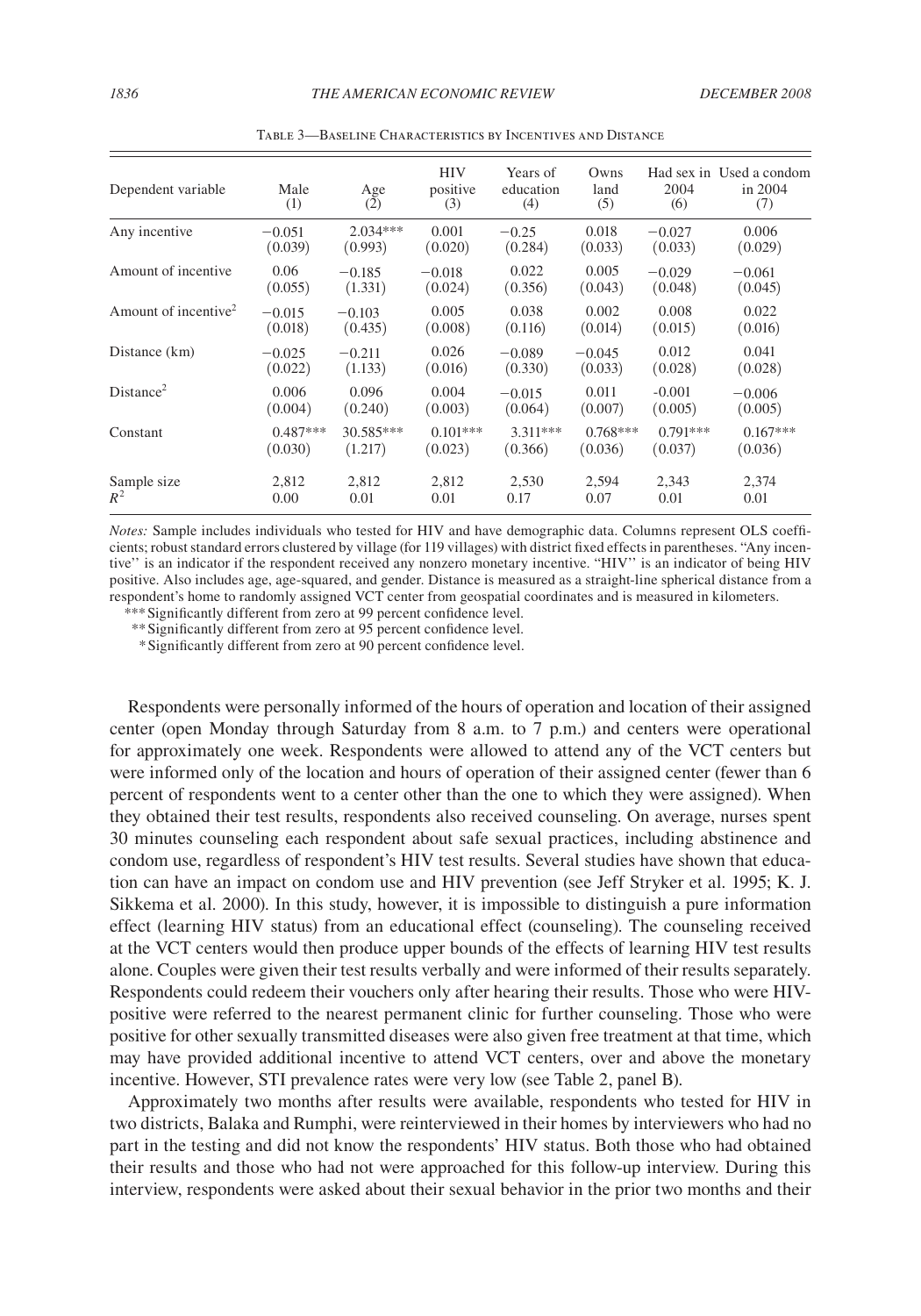Table 3—Baseline Characteristics by Incentives and Distance

| Dependent variable | Male (1) | Age (2) | HIV positive (3) | Years of education (4) | Owns land (5) | Had sex in 2004 (6) | Used a condom in 2004 (7) |
|---|---|---|---|---|---|---|---|
| Any incentive | −0.051 | 2.034*** | 0.001 | −0.25 | 0.018 | −0.027 | 0.006 |
| | (0.039) | (0.993) | (0.020) | (0.284) | (0.033) | (0.033) | (0.029) |
| Amount of incentive | 0.06 | −0.185 | −0.018 | 0.022 | 0.005 | −0.029 | −0.061 |
| | (0.055) | (1.331) | (0.024) | (0.356) | (0.043) | (0.048) | (0.045) |
| Amount of incentive$^2$ | −0.015 | −0.103 | 0.005 | 0.038 | 0.002 | 0.008 | 0.022 |
| | (0.018) | (0.435) | (0.008) | (0.116) | (0.014) | (0.015) | (0.016) |
| Distance (km) | −0.025 | −0.211 | 0.026 | −0.089 | −0.045 | 0.012 | 0.041 |
| | (0.022) | (1.133) | (0.016) | (0.330) | (0.033) | (0.028) | (0.028) |
| Distance$^2$ | 0.006 | 0.096 | 0.004 | −0.015 | 0.011 | -0.001 | −0.006 |
| | (0.004) | (0.240) | (0.003) | (0.064) | (0.007) | (0.005) | (0.005) |
| Constant | 0.487*** | 30.585*** | 0.101*** | 3.311*** | 0.768*** | 0.791*** | 0.167*** |
| | (0.030) | (1.217) | (0.023) | (0.366) | (0.036) | (0.037) | (0.036) |
| Sample size | 2,812 | 2,812 | 2,812 | 2,530 | 2,594 | 2,343 | 2,374 |
| $R^2$ | 0.00 | 0.01 | 0.01 | 0.17 | 0.07 | 0.01 | 0.01 |

*Notes:* Sample includes individuals who tested for HIV and have demographic data. Columns represent OLS coefficients; robust standard errors clustered by village (for 119 villages) with district fixed effects in parentheses. "Any incentive'' is an indicator if the respondent received any nonzero monetary incentive. "HIV'' is an indicator of being HIV positive. Also includes age, age-squared, and gender. Distance is measured as a straight-line spherical distance from a respondent's home to randomly assigned VCT center from geospatial coordinates and is measured in kilometers.

*** Significantly different from zero at 99 percent confidence level.

** Significantly different from zero at 95 percent confidence level.

* Significantly different from zero at 90 percent confidence level.

Respondents were personally informed of the hours of operation and location of their assigned center (open Monday through Saturday from 8 a.m. to 7 p.m.) and centers were operational for approximately one week. Respondents were allowed to attend any of the VCT centers but were informed only of the location and hours of operation of their assigned center (fewer than 6 percent of respondents went to a center other than the one to which they were assigned). When they obtained their test results, respondents also received counseling. On average, nurses spent 30 minutes counseling each respondent about safe sexual practices, including abstinence and condom use, regardless of respondent's HIV test results. Several studies have shown that education can have an impact on condom use and HIV prevention (see Jeff Stryker et al. 1995; K. J. Sikkema et al. 2000). In this study, however, it is impossible to distinguish a pure information effect (learning HIV status) from an educational effect (counseling). The counseling received at the VCT centers would then produce upper bounds of the effects of learning HIV test results alone. Couples were given their test results verbally and were informed of their results separately. Respondents could redeem their vouchers only after hearing their results. Those who were HIV-positive were referred to the nearest permanent clinic for further counseling. Those who were positive for other sexually transmitted diseases were also given free treatment at that time, which may have provided additional incentive to attend VCT centers, over and above the monetary incentive. However, STI prevalence rates were very low (see Table 2, panel B).

Approximately two months after results were available, respondents who tested for HIV in two districts, Balaka and Rumphi, were reinterviewed in their homes by interviewers who had no part in the testing and did not know the respondents' HIV status. Both those who had obtained their results and those who had not were approached for this follow-up interview. During this interview, respondents were asked about their sexual behavior in the prior two months and their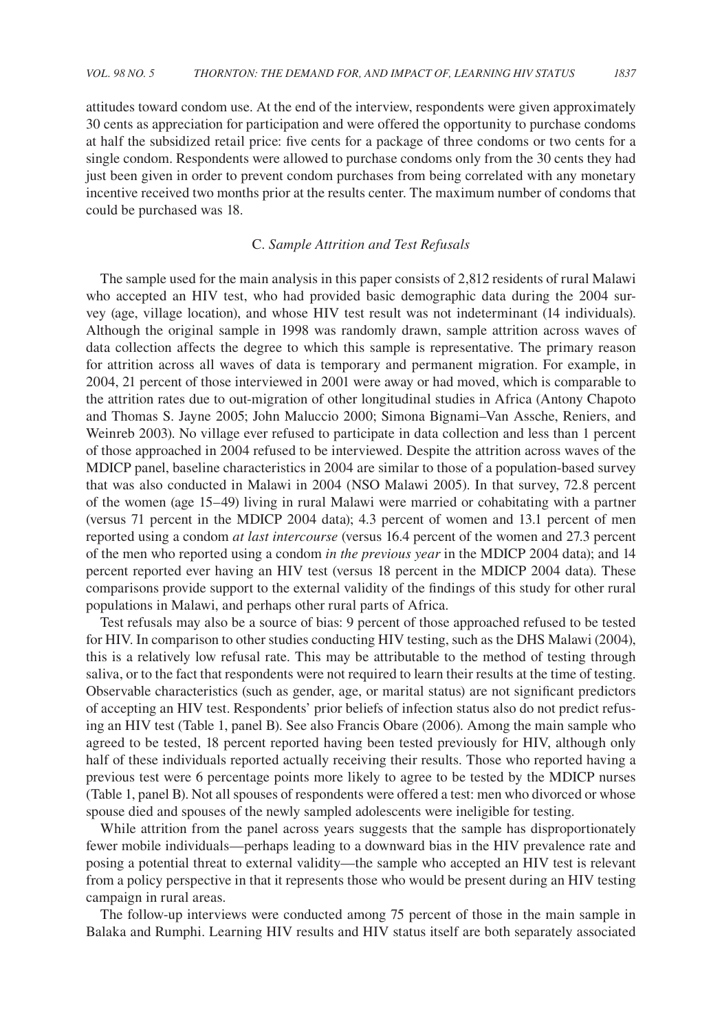attitudes toward condom use. At the end of the interview, respondents were given approximately 30 cents as appreciation for participation and were offered the opportunity to purchase condoms at half the subsidized retail price: five cents for a package of three condoms or two cents for a single condom. Respondents were allowed to purchase condoms only from the 30 cents they had just been given in order to prevent condom purchases from being correlated with any monetary incentive received two months prior at the results center. The maximum number of condoms that could be purchased was 18.

### C. *Sample Attrition and Test Refusals*

The sample used for the main analysis in this paper consists of 2,812 residents of rural Malawi who accepted an HIV test, who had provided basic demographic data during the 2004 survey (age, village location), and whose HIV test result was not indeterminant (14 individuals). Although the original sample in 1998 was randomly drawn, sample attrition across waves of data collection affects the degree to which this sample is representative. The primary reason for attrition across all waves of data is temporary and permanent migration. For example, in 2004, 21 percent of those interviewed in 2001 were away or had moved, which is comparable to the attrition rates due to out-migration of other longitudinal studies in Africa (Antony Chapoto and Thomas S. Jayne 2005; John Maluccio 2000; Simona Bignami–Van Assche, Reniers, and Weinreb 2003). No village ever refused to participate in data collection and less than 1 percent of those approached in 2004 refused to be interviewed. Despite the attrition across waves of the MDICP panel, baseline characteristics in 2004 are similar to those of a population-based survey that was also conducted in Malawi in 2004 (NSO Malawi 2005). In that survey, 72.8 percent of the women (age 15–49) living in rural Malawi were married or cohabitating with a partner (versus 71 percent in the MDICP 2004 data); 4.3 percent of women and 13.1 percent of men reported using a condom *at last intercourse* (versus 16.4 percent of the women and 27.3 percent of the men who reported using a condom *in the previous year* in the MDICP 2004 data); and 14 percent reported ever having an HIV test (versus 18 percent in the MDICP 2004 data). These comparisons provide support to the external validity of the findings of this study for other rural populations in Malawi, and perhaps other rural parts of Africa.

Test refusals may also be a source of bias: 9 percent of those approached refused to be tested for HIV. In comparison to other studies conducting HIV testing, such as the DHS Malawi (2004), this is a relatively low refusal rate. This may be attributable to the method of testing through saliva, or to the fact that respondents were not required to learn their results at the time of testing. Observable characteristics (such as gender, age, or marital status) are not significant predictors of accepting an HIV test. Respondents' prior beliefs of infection status also do not predict refusing an HIV test (Table 1, panel B). See also Francis Obare (2006). Among the main sample who agreed to be tested, 18 percent reported having been tested previously for HIV, although only half of these individuals reported actually receiving their results. Those who reported having a previous test were 6 percentage points more likely to agree to be tested by the MDICP nurses (Table 1, panel B). Not all spouses of respondents were offered a test: men who divorced or whose spouse died and spouses of the newly sampled adolescents were ineligible for testing.

While attrition from the panel across years suggests that the sample has disproportionately fewer mobile individuals—perhaps leading to a downward bias in the HIV prevalence rate and posing a potential threat to external validity—the sample who accepted an HIV test is relevant from a policy perspective in that it represents those who would be present during an HIV testing campaign in rural areas.

The follow-up interviews were conducted among 75 percent of those in the main sample in Balaka and Rumphi. Learning HIV results and HIV status itself are both separately associated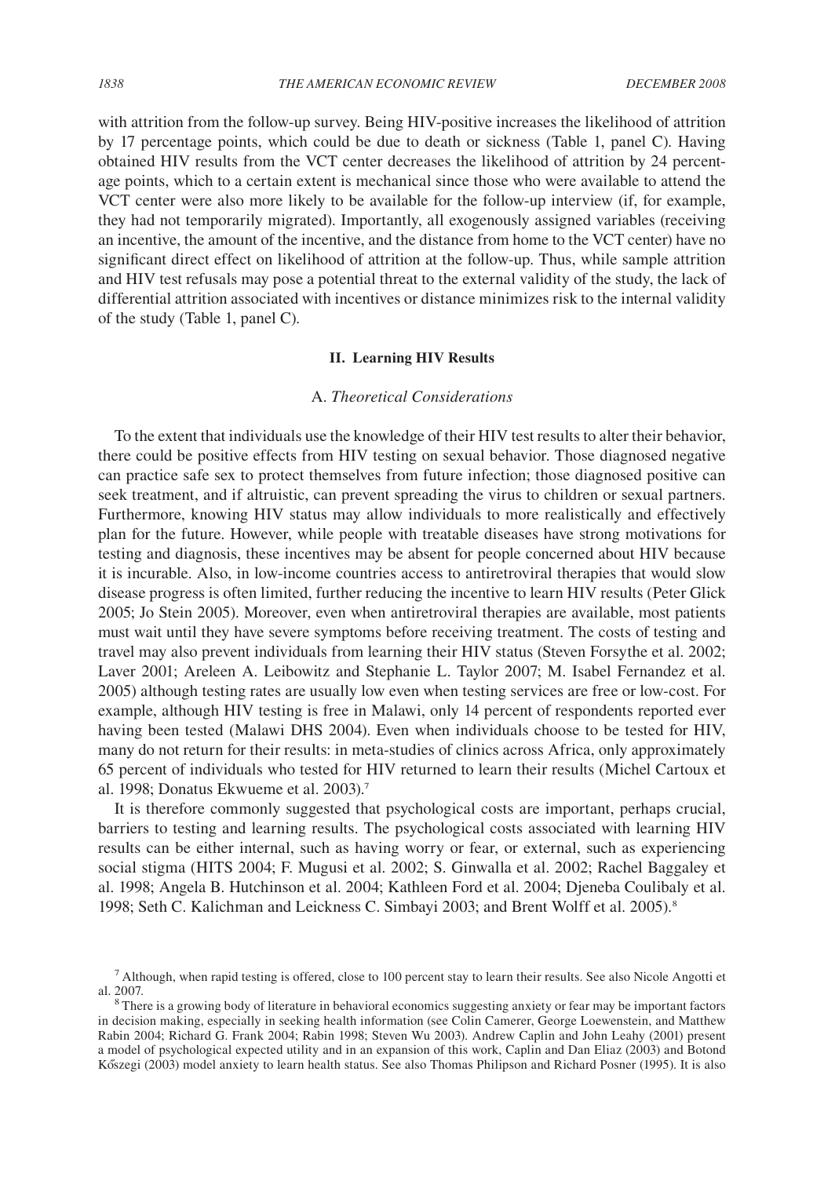with attrition from the follow-up survey. Being HIV-positive increases the likelihood of attrition by 17 percentage points, which could be due to death or sickness (Table 1, panel C). Having obtained HIV results from the VCT center decreases the likelihood of attrition by 24 percentage points, which to a certain extent is mechanical since those who were available to attend the VCT center were also more likely to be available for the follow-up interview (if, for example, they had not temporarily migrated). Importantly, all exogenously assigned variables (receiving an incentive, the amount of the incentive, and the distance from home to the VCT center) have no significant direct effect on likelihood of attrition at the follow-up. Thus, while sample attrition and HIV test refusals may pose a potential threat to the external validity of the study, the lack of differential attrition associated with incentives or distance minimizes risk to the internal validity of the study (Table 1, panel C).

## II. Learning HIV Results

### A. *Theoretical Considerations*

To the extent that individuals use the knowledge of their HIV test results to alter their behavior, there could be positive effects from HIV testing on sexual behavior. Those diagnosed negative can practice safe sex to protect themselves from future infection; those diagnosed positive can seek treatment, and if altruistic, can prevent spreading the virus to children or sexual partners. Furthermore, knowing HIV status may allow individuals to more realistically and effectively plan for the future. However, while people with treatable diseases have strong motivations for testing and diagnosis, these incentives may be absent for people concerned about HIV because it is incurable. Also, in low-income countries access to antiretroviral therapies that would slow disease progress is often limited, further reducing the incentive to learn HIV results (Peter Glick 2005; Jo Stein 2005). Moreover, even when antiretroviral therapies are available, most patients must wait until they have severe symptoms before receiving treatment. The costs of testing and travel may also prevent individuals from learning their HIV status (Steven Forsythe et al. 2002; Laver 2001; Areleen A. Leibowitz and Stephanie L. Taylor 2007; M. Isabel Fernandez et al. 2005) although testing rates are usually low even when testing services are free or low-cost. For example, although HIV testing is free in Malawi, only 14 percent of respondents reported ever having been tested (Malawi DHS 2004). Even when individuals choose to be tested for HIV, many do not return for their results: in meta-studies of clinics across Africa, only approximately 65 percent of individuals who tested for HIV returned to learn their results (Michel Cartoux et al. 1998; Donatus Ekwueme et al. 2003).[7]

It is therefore commonly suggested that psychological costs are important, perhaps crucial, barriers to testing and learning results. The psychological costs associated with learning HIV results can be either internal, such as having worry or fear, or external, such as experiencing social stigma (HITS 2004; F. Mugusi et al. 2002; S. Ginwalla et al. 2002; Rachel Baggaley et al. 1998; Angela B. Hutchinson et al. 2004; Kathleen Ford et al. 2004; Djeneba Coulibaly et al. 1998; Seth C. Kalichman and Leickness C. Simbayi 2003; and Brent Wolff et al. 2005).[8]

[7] Although, when rapid testing is offered, close to 100 percent stay to learn their results. See also Nicole Angotti et al. 2007.

[8] There is a growing body of literature in behavioral economics suggesting anxiety or fear may be important factors in decision making, especially in seeking health information (see Colin Camerer, George Loewenstein, and Matthew Rabin 2004; Richard G. Frank 2004; Rabin 1998; Steven Wu 2003). Andrew Caplin and John Leahy (2001) present a model of psychological expected utility and in an expansion of this work, Caplin and Dan Eliaz (2003) and Botond Kőszegi (2003) model anxiety to learn health status. See also Thomas Philipson and Richard Posner (1995). It is also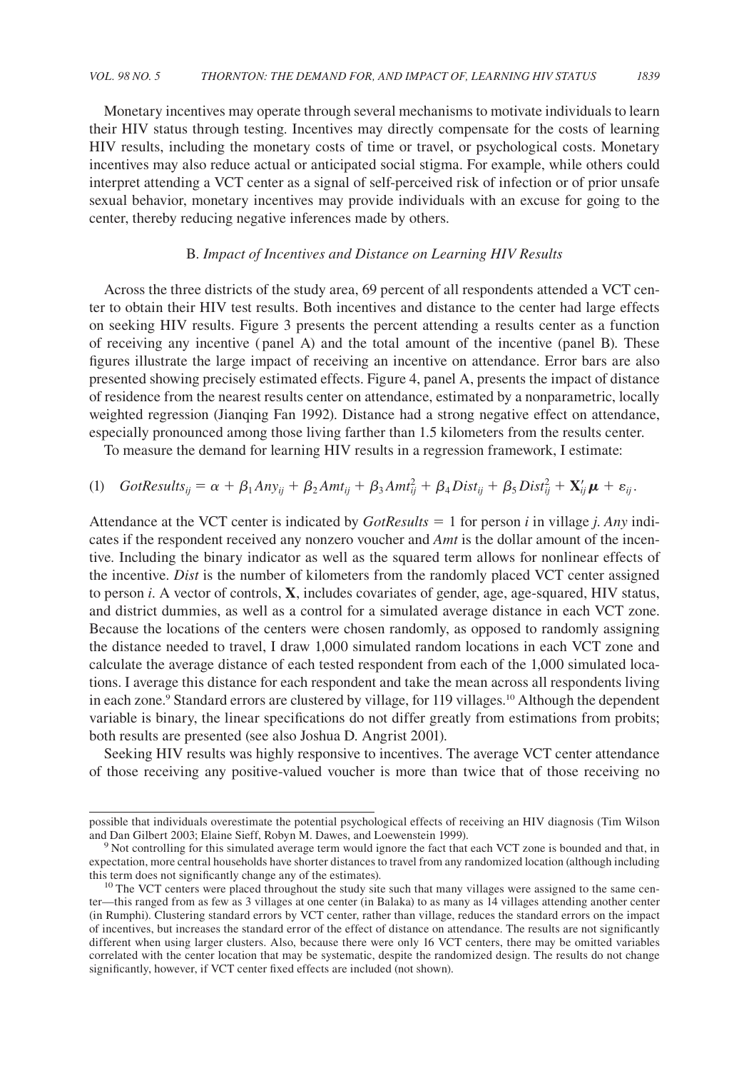Monetary incentives may operate through several mechanisms to motivate individuals to learn their HIV status through testing. Incentives may directly compensate for the costs of learning HIV results, including the monetary costs of time or travel, or psychological costs. Monetary incentives may also reduce actual or anticipated social stigma. For example, while others could interpret attending a VCT center as a signal of self-perceived risk of infection or of prior unsafe sexual behavior, monetary incentives may provide individuals with an excuse for going to the center, thereby reducing negative inferences made by others.

### B. *Impact of Incentives and Distance on Learning HIV Results*

Across the three districts of the study area, 69 percent of all respondents attended a VCT center to obtain their HIV test results. Both incentives and distance to the center had large effects on seeking HIV results. Figure 3 presents the percent attending a results center as a function of receiving any incentive (panel A) and the total amount of the incentive (panel B). These figures illustrate the large impact of receiving an incentive on attendance. Error bars are also presented showing precisely estimated effects. Figure 4, panel A, presents the impact of distance of residence from the nearest results center on attendance, estimated by a nonparametric, locally weighted regression (Jianqing Fan 1992). Distance had a strong negative effect on attendance, especially pronounced among those living farther than 1.5 kilometers from the results center.

To measure the demand for learning HIV results in a regression framework, I estimate:

$$(1) \quad GotResults_{ij} = \alpha + \beta_1 Any_{ij} + \beta_2 Amt_{ij} + \beta_3 Amt_{ij}^2 + \beta_4 Dist_{ij} + \beta_5 Dist_{ij}^2 + \mathbf{X}_{ij}'\boldsymbol{\mu} + \varepsilon_{ij}.$$

Attendance at the VCT center is indicated by $GotResults = 1$ for person $i$ in village $j$. *Any* indicates if the respondent received any nonzero voucher and *Amt* is the dollar amount of the incentive. Including the binary indicator as well as the squared term allows for nonlinear effects of the incentive. *Dist* is the number of kilometers from the randomly placed VCT center assigned to person $i$. A vector of controls, $\mathbf{X}$, includes covariates of gender, age, age-squared, HIV status, and district dummies, as well as a control for a simulated average distance in each VCT zone. Because the locations of the centers were chosen randomly, as opposed to randomly assigning the distance needed to travel, I draw 1,000 simulated random locations in each VCT zone and calculate the average distance of each tested respondent from each of the 1,000 simulated locations. I average this distance for each respondent and take the mean across all respondents living in each zone.[9] Standard errors are clustered by village, for 119 villages.[10] Although the dependent variable is binary, the linear specifications do not differ greatly from estimations from probits; both results are presented (see also Joshua D. Angrist 2001).

Seeking HIV results was highly responsive to incentives. The average VCT center attendance of those receiving any positive-valued voucher is more than twice that of those receiving no

---

possible that individuals overestimate the potential psychological effects of receiving an HIV diagnosis (Tim Wilson and Dan Gilbert 2003; Elaine Sieff, Robyn M. Dawes, and Loewenstein 1999).

[9] Not controlling for this simulated average term would ignore the fact that each VCT zone is bounded and that, in expectation, more central households have shorter distances to travel from any randomized location (although including this term does not significantly change any of the estimates).

[10] The VCT centers were placed throughout the study site such that many villages were assigned to the same center—this ranged from as few as 3 villages at one center (in Balaka) to as many as 14 villages attending another center (in Rumphi). Clustering standard errors by VCT center, rather than village, reduces the standard errors on the impact of incentives, but increases the standard error of the effect of distance on attendance. The results are not significantly different when using larger clusters. Also, because there were only 16 VCT centers, there may be omitted variables correlated with the center location that may be systematic, despite the randomized design. The results do not change significantly, however, if VCT center fixed effects are included (not shown).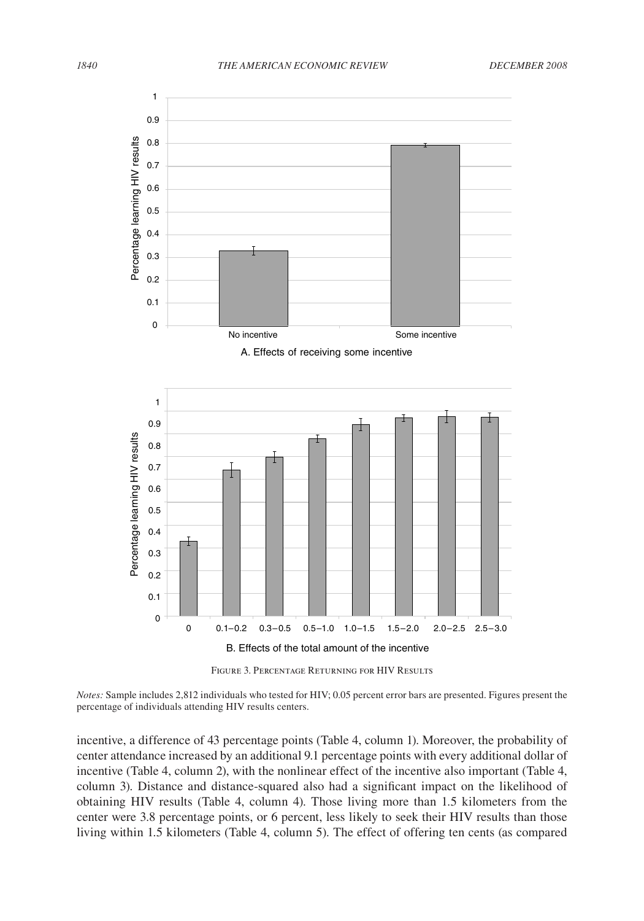FIGURE 3. PERCENTAGE RETURNING FOR HIV RESULTS

*Notes:* Sample includes 2,812 individuals who tested for HIV; 0.05 percent error bars are presented. Figures present the percentage of individuals attending HIV results centers.

incentive, a difference of 43 percentage points (Table 4, column 1). Moreover, the probability of center attendance increased by an additional 9.1 percentage points with every additional dollar of incentive (Table 4, column 2), with the nonlinear effect of the incentive also important (Table 4, column 3). Distance and distance-squared also had a significant impact on the likelihood of obtaining HIV results (Table 4, column 4). Those living more than 1.5 kilometers from the center were 3.8 percentage points, or 6 percent, less likely to seek their HIV results than those living within 1.5 kilometers (Table 4, column 5). The effect of offering ten cents (as compared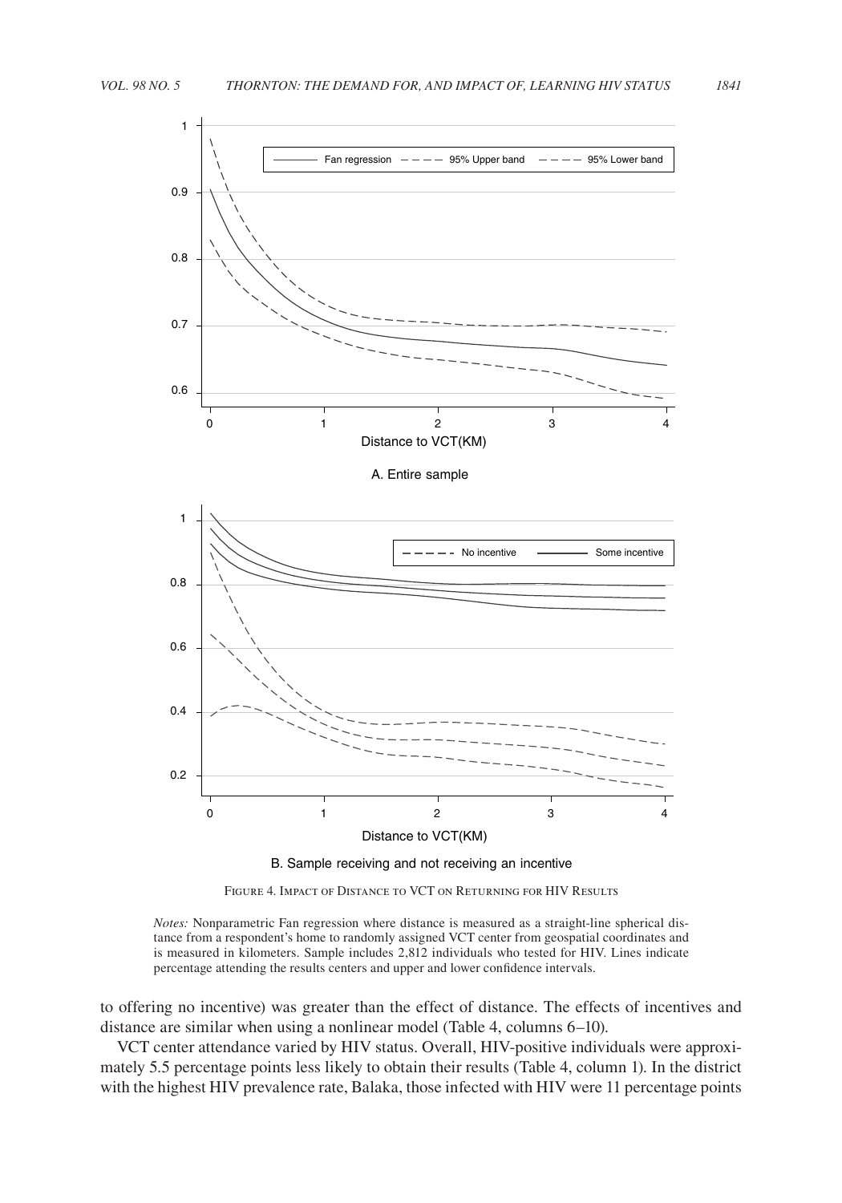A. Entire sample

B. Sample receiving and not receiving an incentive

FIGURE 4. IMPACT OF DISTANCE TO VCT ON RETURNING FOR HIV RESULTS

*Notes:* Nonparametric Fan regression where distance is measured as a straight-line spherical distance from a respondent's home to randomly assigned VCT center from geospatial coordinates and is measured in kilometers. Sample includes 2,812 individuals who tested for HIV. Lines indicate percentage attending the results centers and upper and lower confidence intervals.

to offering no incentive) was greater than the effect of distance. The effects of incentives and distance are similar when using a nonlinear model (Table 4, columns 6–10).

VCT center attendance varied by HIV status. Overall, HIV-positive individuals were approximately 5.5 percentage points less likely to obtain their results (Table 4, column 1). In the district with the highest HIV prevalence rate, Balaka, those infected with HIV were 11 percentage points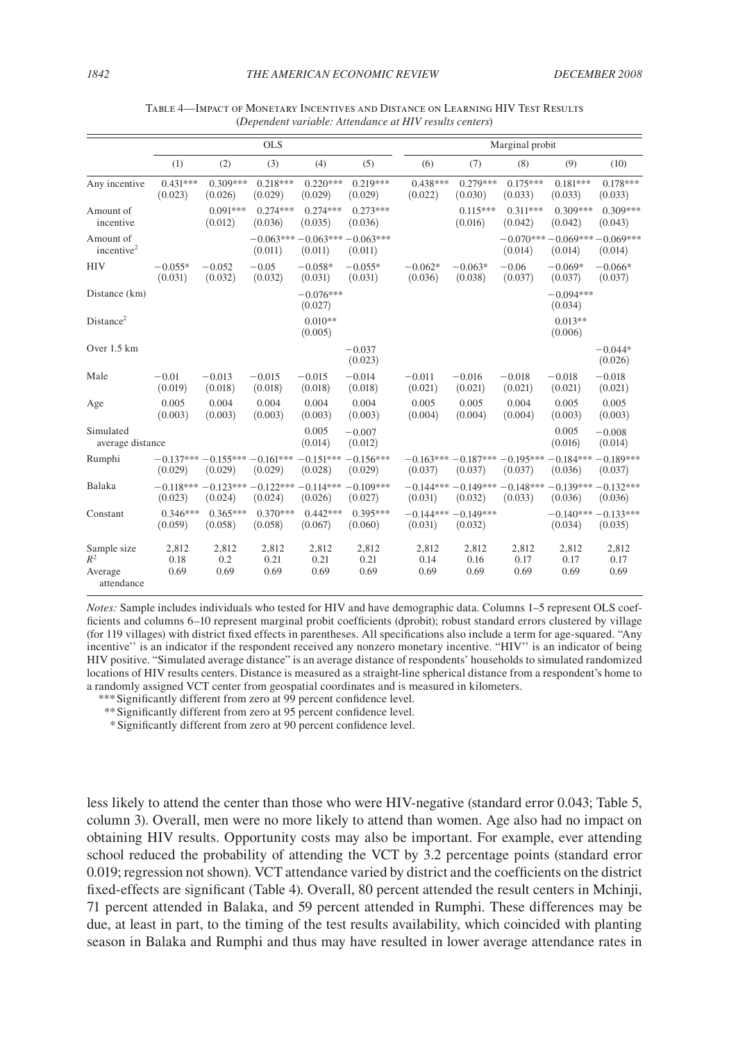Table 4—Impact of Monetary Incentives and Distance on Learning HIV Test Results
(*Dependent variable: Attendance at HIV results centers*)

| | OLS | | | | | Marginal probit | | | | |
|---|---|---|---|---|---|---|---|---|---|---|
| | (1) | (2) | (3) | (4) | (5) | (6) | (7) | (8) | (9) | (10) |
| Any incentive | 0.431*** | 0.309*** | 0.218*** | 0.220*** | 0.219*** | 0.438*** | 0.279*** | 0.175*** | 0.181*** | 0.178*** |
| | (0.023) | (0.026) | (0.029) | (0.029) | (0.029) | (0.022) | (0.030) | (0.033) | (0.033) | (0.033) |
| Amount of incentive | | 0.091*** | 0.274*** | 0.274*** | 0.273*** | | 0.115*** | 0.311*** | 0.309*** | 0.309*** |
| | | (0.012) | (0.036) | (0.035) | (0.036) | | (0.016) | (0.042) | (0.042) | (0.043) |
| Amount of incentive$^2$ | | | −0.063*** | −0.063*** | −0.063*** | | | −0.070*** | −0.069*** | −0.069*** |
| | | | (0.011) | (0.011) | (0.011) | | | (0.014) | (0.014) | (0.014) |
| HIV | −0.055* | −0.052 | −0.05 | −0.058* | −0.055* | −0.062* | −0.063* | −0.06 | −0.069* | −0.066* |
| | (0.031) | (0.032) | (0.032) | (0.031) | (0.031) | (0.036) | (0.038) | (0.037) | (0.037) | (0.037) |
| Distance (km) | | | | −0.076*** | | | | | −0.094*** | |
| | | | | (0.027) | | | | | (0.034) | |
| Distance$^2$ | | | | 0.010** | | | | | 0.013** | |
| | | | | (0.005) | | | | | (0.006) | |
| Over 1.5 km | | | | | −0.037 | | | | | −0.044* |
| | | | | | (0.023) | | | | | (0.026) |
| Male | −0.01 | −0.013 | −0.015 | −0.015 | −0.014 | −0.011 | −0.016 | −0.018 | −0.018 | −0.018 |
| | (0.019) | (0.018) | (0.018) | (0.018) | (0.018) | (0.021) | (0.021) | (0.021) | (0.021) | (0.021) |
| Age | 0.005 | 0.004 | 0.004 | 0.004 | 0.004 | 0.005 | 0.005 | 0.004 | 0.005 | 0.005 |
| | (0.003) | (0.003) | (0.003) | (0.003) | (0.003) | (0.004) | (0.004) | (0.004) | (0.003) | (0.003) |
| Simulated average distance | | | | 0.005 | −0.007 | | | | 0.005 | −0.008 |
| | | | | (0.014) | (0.012) | | | | (0.016) | (0.014) |
| Rumphi | −0.137*** | −0.155*** | −0.161*** | −0.151*** | −0.156*** | −0.163*** | −0.187*** | −0.195*** | −0.184*** | −0.189*** |
| | (0.029) | (0.029) | (0.029) | (0.028) | (0.029) | (0.037) | (0.037) | (0.037) | (0.036) | (0.037) |
| Balaka | −0.118*** | −0.123*** | −0.122*** | −0.114*** | −0.109*** | −0.144*** | −0.149*** | −0.148*** | −0.139*** | −0.132*** |
| | (0.023) | (0.024) | (0.024) | (0.026) | (0.027) | (0.031) | (0.032) | (0.033) | (0.036) | (0.036) |
| Constant | 0.346*** | 0.365*** | 0.370*** | 0.442*** | 0.395*** | −0.144*** | −0.149*** | | −0.140*** | −0.133*** |
| | (0.059) | (0.058) | (0.058) | (0.067) | (0.060) | (0.031) | (0.032) | | (0.034) | (0.035) |
| Sample size | 2,812 | 2,812 | 2,812 | 2,812 | 2,812 | 2,812 | 2,812 | 2,812 | 2,812 | 2,812 |
| $R^2$ | 0.18 | 0.2 | 0.21 | 0.21 | 0.21 | 0.14 | 0.16 | 0.17 | 0.17 | 0.17 |
| Average attendance | 0.69 | 0.69 | 0.69 | 0.69 | 0.69 | 0.69 | 0.69 | 0.69 | 0.69 | 0.69 |

*Notes:* Sample includes individuals who tested for HIV and have demographic data. Columns 1–5 represent OLS coefficients and columns 6–10 represent marginal probit coefficients (dprobit); robust standard errors clustered by village (for 119 villages) with district fixed effects in parentheses. All specifications also include a term for age-squared. "Any incentive" is an indicator if the respondent received any nonzero monetary incentive. "HIV" is an indicator of being HIV positive. "Simulated average distance" is an average distance of respondents' households to simulated randomized locations of HIV results centers. Distance is measured as a straight-line spherical distance from a respondent's home to a randomly assigned VCT center from geospatial coordinates and is measured in kilometers.

*** Significantly different from zero at 99 percent confidence level.

** Significantly different from zero at 95 percent confidence level.

* Significantly different from zero at 90 percent confidence level.

less likely to attend the center than those who were HIV-negative (standard error 0.043; Table 5, column 3). Overall, men were no more likely to attend than women. Age also had no impact on obtaining HIV results. Opportunity costs may also be important. For example, ever attending school reduced the probability of attending the VCT by 3.2 percentage points (standard error 0.019; regression not shown). VCT attendance varied by district and the coefficients on the district fixed-effects are significant (Table 4). Overall, 80 percent attended the result centers in Mchinji, 71 percent attended in Balaka, and 59 percent attended in Rumphi. These differences may be due, at least in part, to the timing of the test results availability, which coincided with planting season in Balaka and Rumphi and thus may have resulted in lower average attendance rates in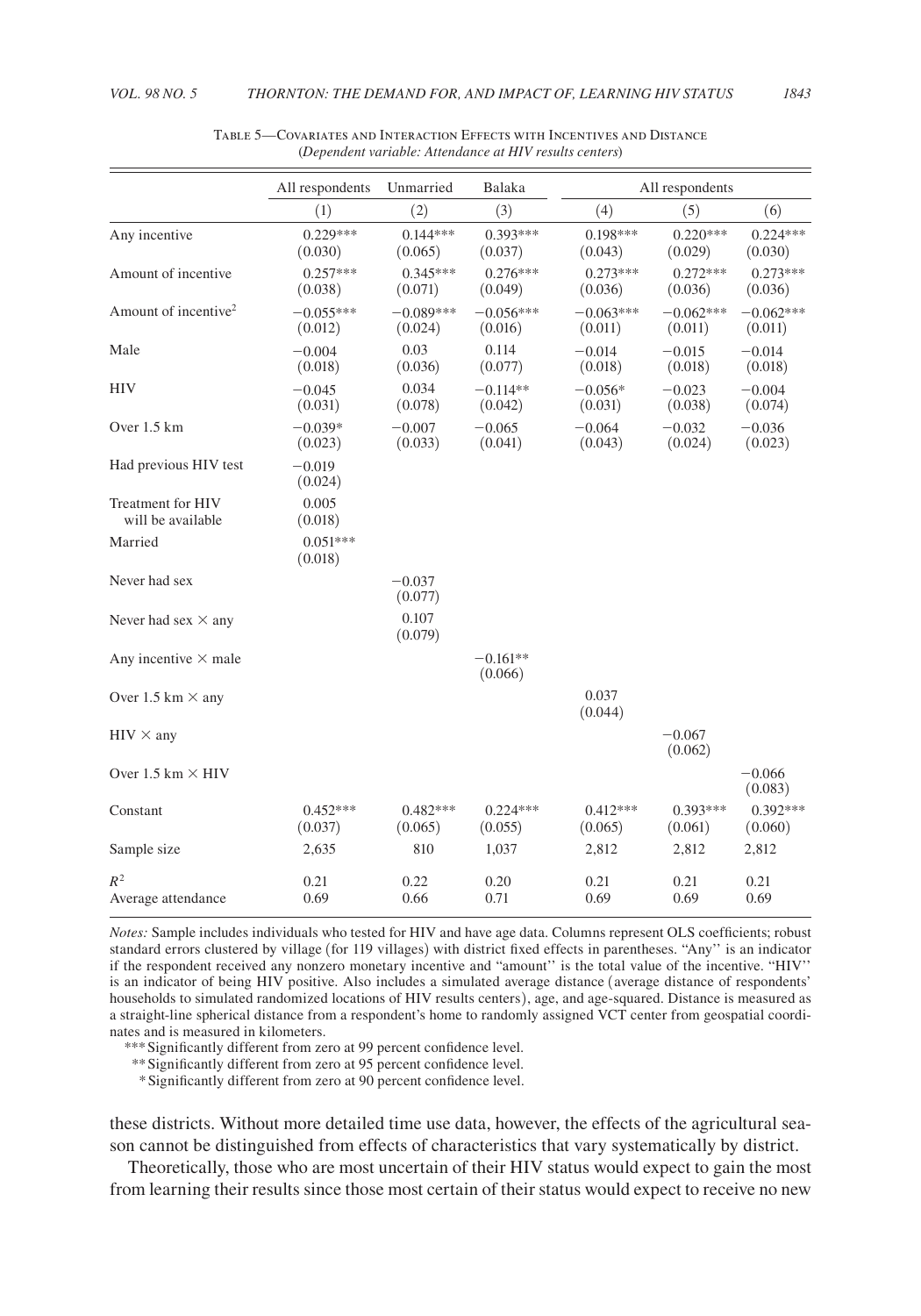Table 5—Covariates and Interaction Effects with Incentives and Distance
(*Dependent variable: Attendance at HIV results centers*)

| | All respondents | Unmarried | Balaka | All respondents | | |
|---|---|---|---|---|---|---|
| | (1) | (2) | (3) | (4) | (5) | (6) |
| Any incentive | 0.229*** | 0.144*** | 0.393*** | 0.198*** | 0.220*** | 0.224*** |
| | (0.030) | (0.065) | (0.037) | (0.043) | (0.029) | (0.030) |
| Amount of incentive | 0.257*** | 0.345*** | 0.276*** | 0.273*** | 0.272*** | 0.273*** |
| | (0.038) | (0.071) | (0.049) | (0.036) | (0.036) | (0.036) |
| Amount of incentive$^2$ | −0.055*** | −0.089*** | −0.056*** | −0.063*** | −0.062*** | −0.062*** |
| | (0.012) | (0.024) | (0.016) | (0.011) | (0.011) | (0.011) |
| Male | −0.004 | 0.03 | 0.114 | −0.014 | −0.015 | −0.014 |
| | (0.018) | (0.036) | (0.077) | (0.018) | (0.018) | (0.018) |
| HIV | −0.045 | 0.034 | −0.114** | −0.056* | −0.023 | −0.004 |
| | (0.031) | (0.078) | (0.042) | (0.031) | (0.038) | (0.074) |
| Over 1.5 km | −0.039* | −0.007 | −0.065 | −0.064 | −0.032 | −0.036 |
| | (0.023) | (0.033) | (0.041) | (0.043) | (0.024) | (0.023) |
| Had previous HIV test | −0.019 | | | | | |
| | (0.024) | | | | | |
| Treatment for HIV will be available | 0.005 | | | | | |
| | (0.018) | | | | | |
| Married | 0.051*** | | | | | |
| | (0.018) | | | | | |
| Never had sex | | −0.037 | | | | |
| | | (0.077) | | | | |
| Never had sex × any | | 0.107 | | | | |
| | | (0.079) | | | | |
| Any incentive × male | | | −0.161** | | | |
| | | | (0.066) | | | |
| Over 1.5 km × any | | | | 0.037 | | |
| | | | | (0.044) | | |
| HIV × any | | | | | −0.067 | |
| | | | | | (0.062) | |
| Over 1.5 km × HIV | | | | | | −0.066 |
| | | | | | | (0.083) |
| Constant | 0.452*** | 0.482*** | 0.224*** | 0.412*** | 0.393*** | 0.392*** |
| | (0.037) | (0.065) | (0.055) | (0.065) | (0.061) | (0.060) |
| Sample size | 2,635 | 810 | 1,037 | 2,812 | 2,812 | 2,812 |
| $R^2$ | 0.21 | 0.22 | 0.20 | 0.21 | 0.21 | 0.21 |
| Average attendance | 0.69 | 0.66 | 0.71 | 0.69 | 0.69 | 0.69 |

*Notes:* Sample includes individuals who tested for HIV and have age data. Columns represent OLS coefficients; robust standard errors clustered by village (for 119 villages) with district fixed effects in parentheses. "Any" is an indicator if the respondent received any nonzero monetary incentive and "amount" is the total value of the incentive. "HIV" is an indicator of being HIV positive. Also includes a simulated average distance (average distance of respondents' households to simulated randomized locations of HIV results centers), age, and age-squared. Distance is measured as a straight-line spherical distance from a respondent's home to randomly assigned VCT center from geospatial coordinates and is measured in kilometers.

*** Significantly different from zero at 99 percent confidence level.

** Significantly different from zero at 95 percent confidence level.

* Significantly different from zero at 90 percent confidence level.

these districts. Without more detailed time use data, however, the effects of the agricultural season cannot be distinguished from effects of characteristics that vary systematically by district.

Theoretically, those who are most uncertain of their HIV status would expect to gain the most from learning their results since those most certain of their status would expect to receive no new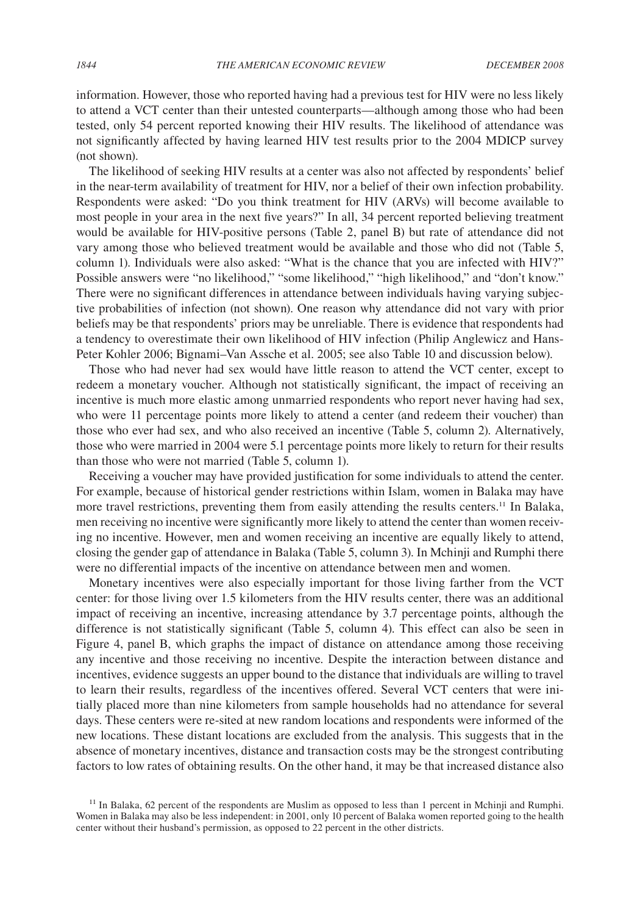information. However, those who reported having had a previous test for HIV were no less likely to attend a VCT center than their untested counterparts—although among those who had been tested, only 54 percent reported knowing their HIV results. The likelihood of attendance was not significantly affected by having learned HIV test results prior to the 2004 MDICP survey (not shown).

The likelihood of seeking HIV results at a center was also not affected by respondents' belief in the near-term availability of treatment for HIV, nor a belief of their own infection probability. Respondents were asked: "Do you think treatment for HIV (ARVs) will become available to most people in your area in the next five years?" In all, 34 percent reported believing treatment would be available for HIV-positive persons (Table 2, panel B) but rate of attendance did not vary among those who believed treatment would be available and those who did not (Table 5, column 1). Individuals were also asked: "What is the chance that you are infected with HIV?" Possible answers were "no likelihood," "some likelihood," "high likelihood," and "don't know." There were no significant differences in attendance between individuals having varying subjective probabilities of infection (not shown). One reason why attendance did not vary with prior beliefs may be that respondents' priors may be unreliable. There is evidence that respondents had a tendency to overestimate their own likelihood of HIV infection (Philip Anglewicz and Hans-Peter Kohler 2006; Bignami–Van Assche et al. 2005; see also Table 10 and discussion below).

Those who had never had sex would have little reason to attend the VCT center, except to redeem a monetary voucher. Although not statistically significant, the impact of receiving an incentive is much more elastic among unmarried respondents who report never having had sex, who were 11 percentage points more likely to attend a center (and redeem their voucher) than those who ever had sex, and who also received an incentive (Table 5, column 2). Alternatively, those who were married in 2004 were 5.1 percentage points more likely to return for their results than those who were not married (Table 5, column 1).

Receiving a voucher may have provided justification for some individuals to attend the center. For example, because of historical gender restrictions within Islam, women in Balaka may have more travel restrictions, preventing them from easily attending the results centers.[11] In Balaka, men receiving no incentive were significantly more likely to attend the center than women receiving no incentive. However, men and women receiving an incentive are equally likely to attend, closing the gender gap of attendance in Balaka (Table 5, column 3). In Mchinji and Rumphi there were no differential impacts of the incentive on attendance between men and women.

Monetary incentives were also especially important for those living farther from the VCT center: for those living over 1.5 kilometers from the HIV results center, there was an additional impact of receiving an incentive, increasing attendance by 3.7 percentage points, although the difference is not statistically significant (Table 5, column 4). This effect can also be seen in Figure 4, panel B, which graphs the impact of distance on attendance among those receiving any incentive and those receiving no incentive. Despite the interaction between distance and incentives, evidence suggests an upper bound to the distance that individuals are willing to travel to learn their results, regardless of the incentives offered. Several VCT centers that were initially placed more than nine kilometers from sample households had no attendance for several days. These centers were re-sited at new random locations and respondents were informed of the new locations. These distant locations are excluded from the analysis. This suggests that in the absence of monetary incentives, distance and transaction costs may be the strongest contributing factors to low rates of obtaining results. On the other hand, it may be that increased distance also

[11] In Balaka, 62 percent of the respondents are Muslim as opposed to less than 1 percent in Mchinji and Rumphi. Women in Balaka may also be less independent: in 2001, only 10 percent of Balaka women reported going to the health center without their husband's permission, as opposed to 22 percent in the other districts.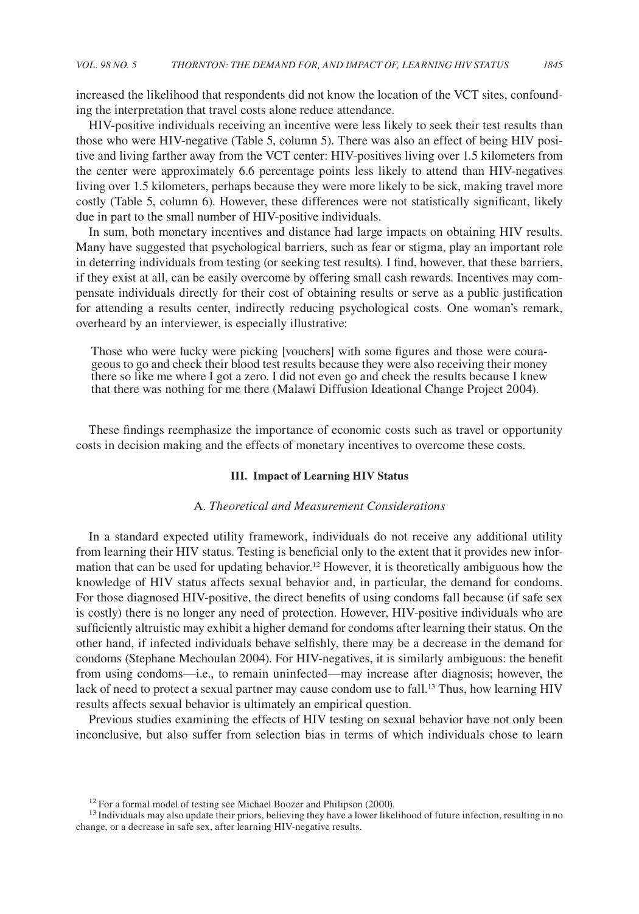increased the likelihood that respondents did not know the location of the VCT sites, confounding the interpretation that travel costs alone reduce attendance.

HIV-positive individuals receiving an incentive were less likely to seek their test results than those who were HIV-negative (Table 5, column 5). There was also an effect of being HIV positive and living farther away from the VCT center: HIV-positives living over 1.5 kilometers from the center were approximately 6.6 percentage points less likely to attend than HIV-negatives living over 1.5 kilometers, perhaps because they were more likely to be sick, making travel more costly (Table 5, column 6). However, these differences were not statistically significant, likely due in part to the small number of HIV-positive individuals.

In sum, both monetary incentives and distance had large impacts on obtaining HIV results. Many have suggested that psychological barriers, such as fear or stigma, play an important role in deterring individuals from testing (or seeking test results). I find, however, that these barriers, if they exist at all, can be easily overcome by offering small cash rewards. Incentives may compensate individuals directly for their cost of obtaining results or serve as a public justification for attending a results center, indirectly reducing psychological costs. One woman's remark, overheard by an interviewer, is especially illustrative:

> Those who were lucky were picking [vouchers] with some figures and those were courageous to go and check their blood test results because they were also receiving their money there so like me where I got a zero. I did not even go and check the results because I knew that there was nothing for me there (Malawi Diffusion Ideational Change Project 2004).

These findings reemphasize the importance of economic costs such as travel or opportunity costs in decision making and the effects of monetary incentives to overcome these costs.

## III. Impact of Learning HIV Status

### A. *Theoretical and Measurement Considerations*

In a standard expected utility framework, individuals do not receive any additional utility from learning their HIV status. Testing is beneficial only to the extent that it provides new information that can be used for updating behavior.[12] However, it is theoretically ambiguous how the knowledge of HIV status affects sexual behavior and, in particular, the demand for condoms. For those diagnosed HIV-positive, the direct benefits of using condoms fall because (if safe sex is costly) there is no longer any need of protection. However, HIV-positive individuals who are sufficiently altruistic may exhibit a higher demand for condoms after learning their status. On the other hand, if infected individuals behave selfishly, there may be a decrease in the demand for condoms (Stephane Mechoulan 2004). For HIV-negatives, it is similarly ambiguous: the benefit from using condoms—i.e., to remain uninfected—may increase after diagnosis; however, the lack of need to protect a sexual partner may cause condom use to fall.[13] Thus, how learning HIV results affects sexual behavior is ultimately an empirical question.

Previous studies examining the effects of HIV testing on sexual behavior have not only been inconclusive, but also suffer from selection bias in terms of which individuals chose to learn

[12] For a formal model of testing see Michael Boozer and Philipson (2000).

[13] Individuals may also update their priors, believing they have a lower likelihood of future infection, resulting in no change, or a decrease in safe sex, after learning HIV-negative results.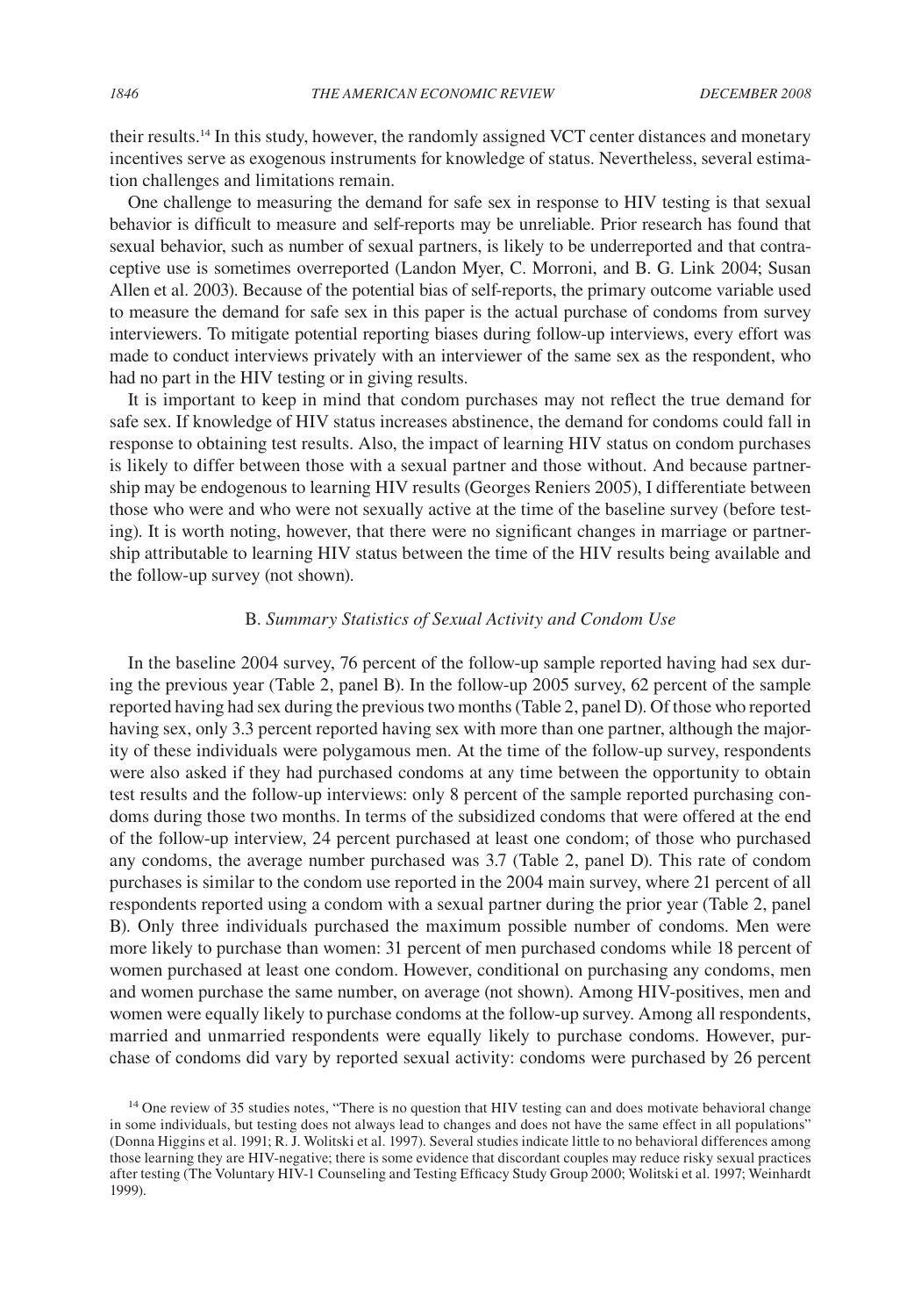their results.[14] In this study, however, the randomly assigned VCT center distances and monetary incentives serve as exogenous instruments for knowledge of status. Nevertheless, several estimation challenges and limitations remain.

One challenge to measuring the demand for safe sex in response to HIV testing is that sexual behavior is difficult to measure and self-reports may be unreliable. Prior research has found that sexual behavior, such as number of sexual partners, is likely to be underreported and that contraceptive use is sometimes overreported (Landon Myer, C. Morroni, and B. G. Link 2004; Susan Allen et al. 2003). Because of the potential bias of self-reports, the primary outcome variable used to measure the demand for safe sex in this paper is the actual purchase of condoms from survey interviewers. To mitigate potential reporting biases during follow-up interviews, every effort was made to conduct interviews privately with an interviewer of the same sex as the respondent, who had no part in the HIV testing or in giving results.

It is important to keep in mind that condom purchases may not reflect the true demand for safe sex. If knowledge of HIV status increases abstinence, the demand for condoms could fall in response to obtaining test results. Also, the impact of learning HIV status on condom purchases is likely to differ between those with a sexual partner and those without. And because partnership may be endogenous to learning HIV results (Georges Reniers 2005), I differentiate between those who were and who were not sexually active at the time of the baseline survey (before testing). It is worth noting, however, that there were no significant changes in marriage or partnership attributable to learning HIV status between the time of the HIV results being available and the follow-up survey (not shown).

### B. *Summary Statistics of Sexual Activity and Condom Use*

In the baseline 2004 survey, 76 percent of the follow-up sample reported having had sex during the previous year (Table 2, panel B). In the follow-up 2005 survey, 62 percent of the sample reported having had sex during the previous two months (Table 2, panel D). Of those who reported having sex, only 3.3 percent reported having sex with more than one partner, although the majority of these individuals were polygamous men. At the time of the follow-up survey, respondents were also asked if they had purchased condoms at any time between the opportunity to obtain test results and the follow-up interviews: only 8 percent of the sample reported purchasing condoms during those two months. In terms of the subsidized condoms that were offered at the end of the follow-up interview, 24 percent purchased at least one condom; of those who purchased any condoms, the average number purchased was 3.7 (Table 2, panel D). This rate of condom purchases is similar to the condom use reported in the 2004 main survey, where 21 percent of all respondents reported using a condom with a sexual partner during the prior year (Table 2, panel B). Only three individuals purchased the maximum possible number of condoms. Men were more likely to purchase than women: 31 percent of men purchased condoms while 18 percent of women purchased at least one condom. However, conditional on purchasing any condoms, men and women purchase the same number, on average (not shown). Among HIV-positives, men and women were equally likely to purchase condoms at the follow-up survey. Among all respondents, married and unmarried respondents were equally likely to purchase condoms. However, purchase of condoms did vary by reported sexual activity: condoms were purchased by 26 percent

[14] One review of 35 studies notes, "There is no question that HIV testing can and does motivate behavioral change in some individuals, but testing does not always lead to changes and does not have the same effect in all populations" (Donna Higgins et al. 1991; R. J. Wolitski et al. 1997). Several studies indicate little to no behavioral differences among those learning they are HIV-negative; there is some evidence that discordant couples may reduce risky sexual practices after testing (The Voluntary HIV-1 Counseling and Testing Efficacy Study Group 2000; Wolitski et al. 1997; Weinhardt 1999).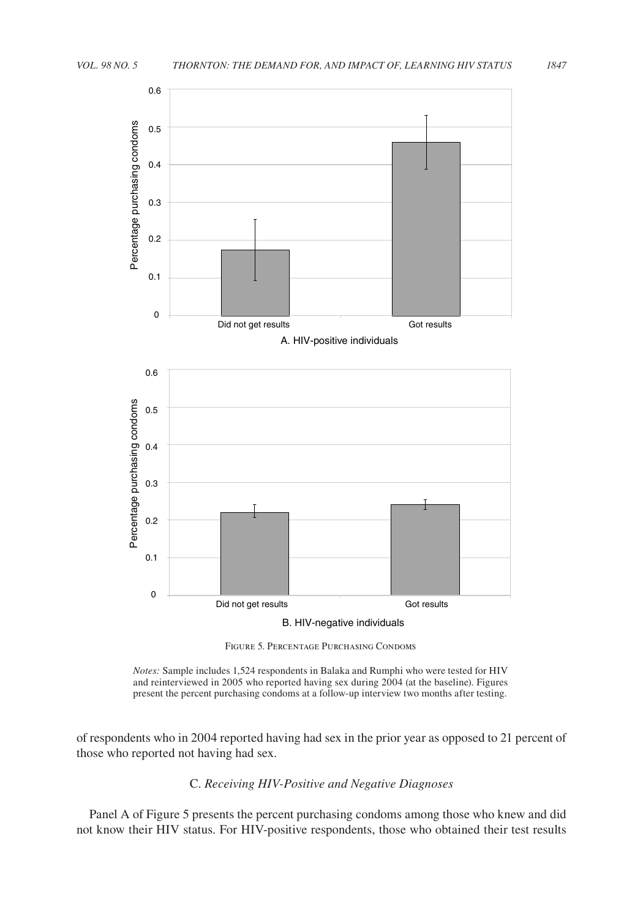FIGURE 5. PERCENTAGE PURCHASING CONDOMS

*Notes:* Sample includes 1,524 respondents in Balaka and Rumphi who were tested for HIV and reinterviewed in 2005 who reported having sex during 2004 (at the baseline). Figures present the percent purchasing condoms at a follow-up interview two months after testing.

of respondents who in 2004 reported having had sex in the prior year as opposed to 21 percent of those who reported not having had sex.

### C. *Receiving HIV-Positive and Negative Diagnoses*

Panel A of Figure 5 presents the percent purchasing condoms among those who knew and did not know their HIV status. For HIV-positive respondents, those who obtained their test results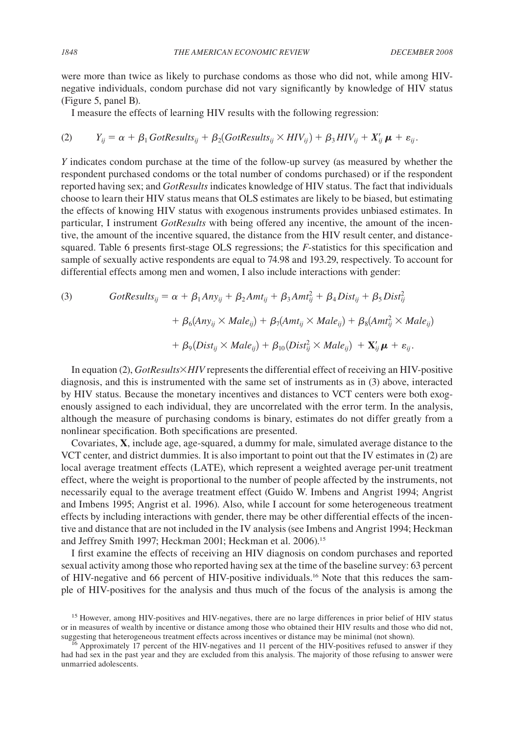were more than twice as likely to purchase condoms as those who did not, while among HIV-negative individuals, condom purchase did not vary significantly by knowledge of HIV status (Figure 5, panel B).

I measure the effects of learning HIV results with the following regression:

$$(2) \qquad Y_{ij} = \alpha + \beta_1 GotResults_{ij} + \beta_2 (GotResults_{ij} \times HIV_{ij}) + \beta_3 HIV_{ij} + \mathbf{X}'_{ij}\boldsymbol{\mu} + \varepsilon_{ij}.$$

*Y* indicates condom purchase at the time of the follow-up survey (as measured by whether the respondent purchased condoms or the total number of condoms purchased) or if the respondent reported having sex; and *GotResults* indicates knowledge of HIV status. The fact that individuals choose to learn their HIV status means that OLS estimates are likely to be biased, but estimating the effects of knowing HIV status with exogenous instruments provides unbiased estimates. In particular, I instrument *GotResults* with being offered any incentive, the amount of the incentive, the amount of the incentive squared, the distance from the HIV result center, and distance-squared. Table 6 presents first-stage OLS regressions; the *F*-statistics for this specification and sample of sexually active respondents are equal to 74.98 and 193.29, respectively. To account for differential effects among men and women, I also include interactions with gender:

$$(3) \qquad GotResults_{ij} = \alpha + \beta_1 Any_{ij} + \beta_2 Amt_{ij} + \beta_3 Amt^2_{ij} + \beta_4 Dist_{ij} + \beta_5 Dist^2_{ij}$$
$$+ \beta_6 (Any_{ij} \times Male_{ij}) + \beta_7 (Amt_{ij} \times Male_{ij}) + \beta_8 (Amt^2_{ij} \times Male_{ij})$$
$$+ \beta_9 (Dist_{ij} \times Male_{ij}) + \beta_{10} (Dist^2_{ij} \times Male_{ij}) + \mathbf{X}'_{ij}\boldsymbol{\mu} + \varepsilon_{ij}.$$

In equation (2), *GotResults*×*HIV* represents the differential effect of receiving an HIV-positive diagnosis, and this is instrumented with the same set of instruments as in (3) above, interacted by HIV status. Because the monetary incentives and distances to VCT centers were both exogenously assigned to each individual, they are uncorrelated with the error term. In the analysis, although the measure of purchasing condoms is binary, estimates do not differ greatly from a nonlinear specification. Both specifications are presented.

Covariates, **X**, include age, age-squared, a dummy for male, simulated average distance to the VCT center, and district dummies. It is also important to point out that the IV estimates in (2) are local average treatment effects (LATE), which represent a weighted average per-unit treatment effect, where the weight is proportional to the number of people affected by the instruments, not necessarily equal to the average treatment effect (Guido W. Imbens and Angrist 1994; Angrist and Imbens 1995; Angrist et al. 1996). Also, while I account for some heterogeneous treatment effects by including interactions with gender, there may be other differential effects of the incentive and distance that are not included in the IV analysis (see Imbens and Angrist 1994; Heckman and Jeffrey Smith 1997; Heckman 2001; Heckman et al. 2006).[15]

I first examine the effects of receiving an HIV diagnosis on condom purchases and reported sexual activity among those who reported having sex at the time of the baseline survey: 63 percent of HIV-negative and 66 percent of HIV-positive individuals.[16] Note that this reduces the sample of HIV-positives for the analysis and thus much of the focus of the analysis is among the

[15] However, among HIV-positives and HIV-negatives, there are no large differences in prior belief of HIV status or in measures of wealth by incentive or distance among those who obtained their HIV results and those who did not, suggesting that heterogeneous treatment effects across incentives or distance may be minimal (not shown).

[16] Approximately 17 percent of the HIV-negatives and 11 percent of the HIV-positives refused to answer if they had had sex in the past year and they are excluded from this analysis. The majority of those refusing to answer were unmarried adolescents.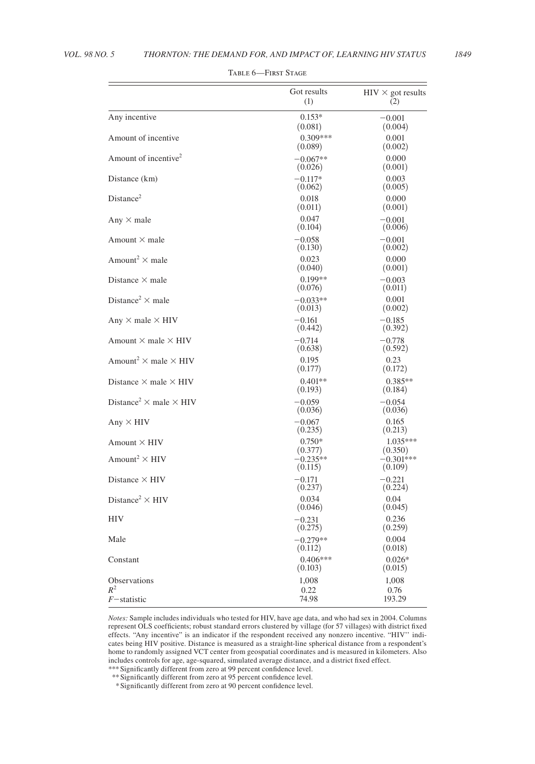Table 6—First Stage

| | Got results (1) | HIV × got results (2) |
|---|---|---|
| Any incentive | 0.153* | −0.001 |
| | (0.081) | (0.004) |
| Amount of incentive | 0.309*** | 0.001 |
| | (0.089) | (0.002) |
| Amount of incentive$^2$ | −0.067** | 0.000 |
| | (0.026) | (0.001) |
| Distance (km) | −0.117* | 0.003 |
| | (0.062) | (0.005) |
| Distance$^2$ | 0.018 | 0.000 |
| | (0.011) | (0.001) |
| Any × male | 0.047 | −0.001 |
| | (0.104) | (0.006) |
| Amount × male | −0.058 | −0.001 |
| | (0.130) | (0.002) |
| Amount$^2$ × male | 0.023 | 0.000 |
| | (0.040) | (0.001) |
| Distance × male | 0.199** | −0.003 |
| | (0.076) | (0.011) |
| Distance$^2$ × male | −0.033** | 0.001 |
| | (0.013) | (0.002) |
| Any × male × HIV | −0.161 | −0.185 |
| | (0.442) | (0.392) |
| Amount × male × HIV | −0.714 | −0.778 |
| | (0.638) | (0.592) |
| Amount$^2$ × male × HIV | 0.195 | 0.23 |
| | (0.177) | (0.172) |
| Distance × male × HIV | 0.401** | 0.385** |
| | (0.193) | (0.184) |
| Distance$^2$ × male × HIV | −0.059 | −0.054 |
| | (0.036) | (0.036) |
| Any × HIV | −0.067 | 0.165 |
| | (0.235) | (0.213) |
| Amount × HIV | 0.750* | 1.035*** |
| | (0.377) | (0.350) |
| Amount$^2$ × HIV | −0.235** | −0.301*** |
| | (0.115) | (0.109) |
| Distance × HIV | −0.171 | −0.221 |
| | (0.237) | (0.224) |
| Distance$^2$ × HIV | 0.034 | 0.04 |
| | (0.046) | (0.045) |
| HIV | −0.231 | 0.236 |
| | (0.275) | (0.259) |
| Male | −0.279** | 0.004 |
| | (0.112) | (0.018) |
| Constant | 0.406*** | 0.026* |
| | (0.103) | (0.015) |
| Observations | 1,008 | 1,008 |
| $R^2$ | 0.22 | 0.76 |
| $F$−statistic | 74.98 | 193.29 |

*Notes:* Sample includes individuals who tested for HIV, have age data, and who had sex in 2004. Columns represent OLS coefficients; robust standard errors clustered by village (for 57 villages) with district fixed effects. "Any incentive" is an indicator if the respondent received any nonzero incentive. "HIV'' indicates being HIV positive. Distance is measured as a straight-line spherical distance from a respondent's home to randomly assigned VCT center from geospatial coordinates and is measured in kilometers. Also includes controls for age, age-squared, simulated average distance, and a district fixed effect.

*** Significantly different from zero at 99 percent confidence level.

** Significantly different from zero at 95 percent confidence level.

* Significantly different from zero at 90 percent confidence level.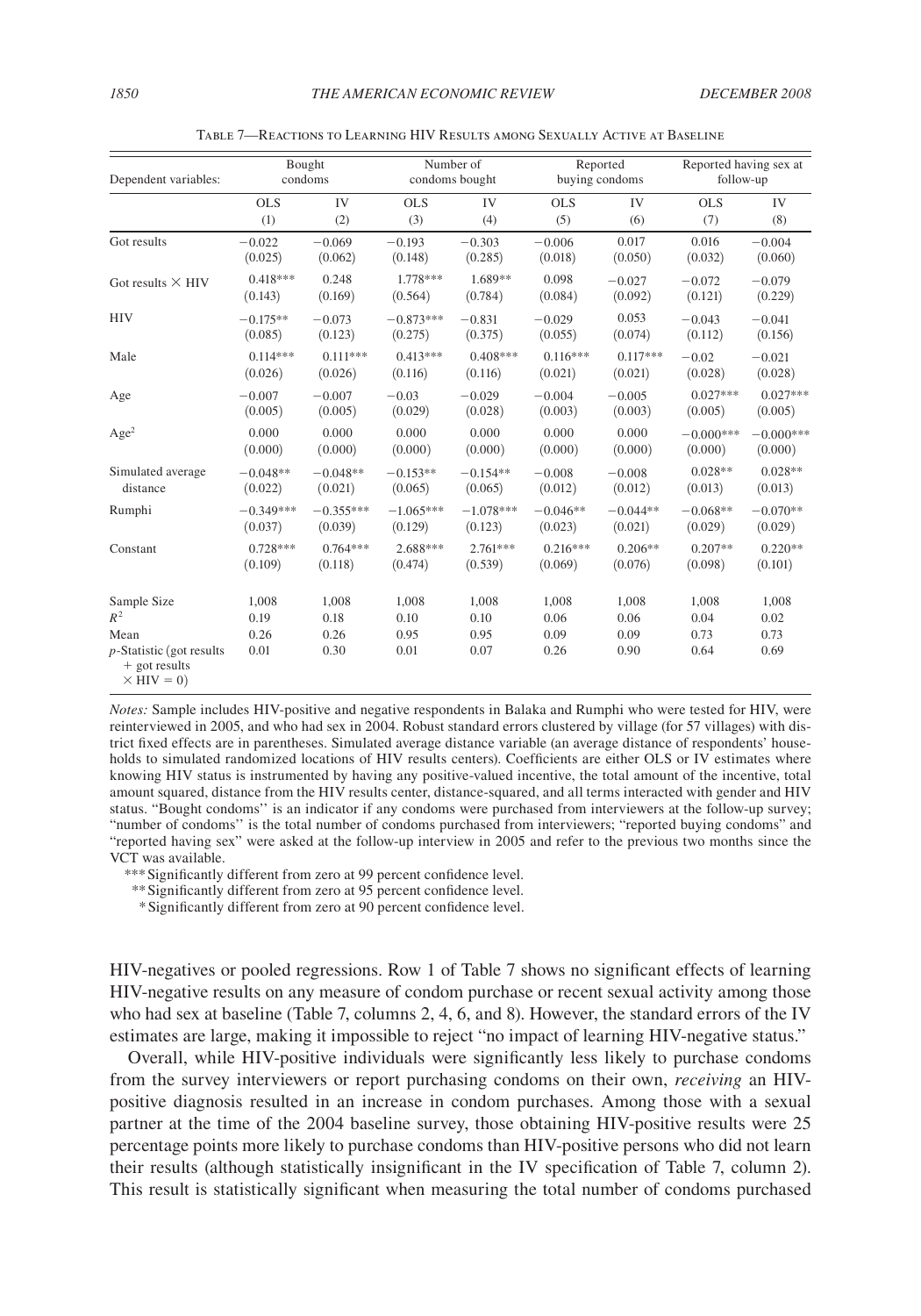Table 7—Reactions to Learning HIV Results among Sexually Active at Baseline

| Dependent variables: | Bought condoms | | Number of condoms bought | | Reported buying condoms | | Reported having sex at follow-up | |
|---|---|---|---|---|---|---|---|---|
| | OLS | IV | OLS | IV | OLS | IV | OLS | IV |
| | (1) | (2) | (3) | (4) | (5) | (6) | (7) | (8) |
| Got results | −0.022 | −0.069 | −0.193 | −0.303 | −0.006 | 0.017 | 0.016 | −0.004 |
| | (0.025) | (0.062) | (0.148) | (0.285) | (0.018) | (0.050) | (0.032) | (0.060) |
| Got results × HIV | 0.418*** | 0.248 | 1.778*** | 1.689** | 0.098 | −0.027 | −0.072 | −0.079 |
| | (0.143) | (0.169) | (0.564) | (0.784) | (0.084) | (0.092) | (0.121) | (0.229) |
| HIV | −0.175** | −0.073 | −0.873*** | −0.831 | −0.029 | 0.053 | −0.043 | −0.041 |
| | (0.085) | (0.123) | (0.275) | (0.375) | (0.055) | (0.074) | (0.112) | (0.156) |
| Male | 0.114*** | 0.111*** | 0.413*** | 0.408*** | 0.116*** | 0.117*** | −0.02 | −0.021 |
| | (0.026) | (0.026) | (0.116) | (0.116) | (0.021) | (0.021) | (0.028) | (0.028) |
| Age | −0.007 | −0.007 | −0.03 | −0.029 | −0.004 | −0.005 | 0.027*** | 0.027*** |
| | (0.005) | (0.005) | (0.029) | (0.028) | (0.003) | (0.003) | (0.005) | (0.005) |
| Age$^2$ | 0.000 | 0.000 | 0.000 | 0.000 | 0.000 | 0.000 | −0.000*** | −0.000*** |
| | (0.000) | (0.000) | (0.000) | (0.000) | (0.000) | (0.000) | (0.000) | (0.000) |
| Simulated average distance | −0.048** | −0.048** | −0.153** | −0.154** | −0.008 | −0.008 | 0.028** | 0.028** |
| | (0.022) | (0.021) | (0.065) | (0.065) | (0.012) | (0.012) | (0.013) | (0.013) |
| Rumphi | −0.349*** | −0.355*** | −1.065*** | −1.078*** | −0.046** | −0.044** | −0.068** | −0.070** |
| | (0.037) | (0.039) | (0.129) | (0.123) | (0.023) | (0.021) | (0.029) | (0.029) |
| Constant | 0.728*** | 0.764*** | 2.688*** | 2.761*** | 0.216*** | 0.206** | 0.207** | 0.220** |
| | (0.109) | (0.118) | (0.474) | (0.539) | (0.069) | (0.076) | (0.098) | (0.101) |
| Sample Size | 1,008 | 1,008 | 1,008 | 1,008 | 1,008 | 1,008 | 1,008 | 1,008 |
| $R^2$ | 0.19 | 0.18 | 0.10 | 0.10 | 0.06 | 0.06 | 0.04 | 0.02 |
| Mean | 0.26 | 0.26 | 0.95 | 0.95 | 0.09 | 0.09 | 0.73 | 0.73 |
| $p$-Statistic (got results + got results × HIV = 0) | 0.01 | 0.30 | 0.01 | 0.07 | 0.26 | 0.90 | 0.64 | 0.69 |

*Notes:* Sample includes HIV-positive and negative respondents in Balaka and Rumphi who were tested for HIV, were reinterviewed in 2005, and who had sex in 2004. Robust standard errors clustered by village (for 57 villages) with district fixed effects are in parentheses. Simulated average distance variable (an average distance of respondents' households to simulated randomized locations of HIV results centers). Coefficients are either OLS or IV estimates where knowing HIV status is instrumented by having any positive-valued incentive, the total amount of the incentive, total amount squared, distance from the HIV results center, distance-squared, and all terms interacted with gender and HIV status. "Bought condoms" is an indicator if any condoms were purchased from interviewers at the follow-up survey; "number of condoms" is the total number of condoms purchased from interviewers; "reported buying condoms" and "reported having sex" were asked at the follow-up interview in 2005 and refer to the previous two months since the VCT was available.

*** Significantly different from zero at 99 percent confidence level.
** Significantly different from zero at 95 percent confidence level.
* Significantly different from zero at 90 percent confidence level.

HIV-negatives or pooled regressions. Row 1 of Table 7 shows no significant effects of learning HIV-negative results on any measure of condom purchase or recent sexual activity among those who had sex at baseline (Table 7, columns 2, 4, 6, and 8). However, the standard errors of the IV estimates are large, making it impossible to reject "no impact of learning HIV-negative status."

Overall, while HIV-positive individuals were significantly less likely to purchase condoms from the survey interviewers or report purchasing condoms on their own, *receiving* an HIV-positive diagnosis resulted in an increase in condom purchases. Among those with a sexual partner at the time of the 2004 baseline survey, those obtaining HIV-positive results were 25 percentage points more likely to purchase condoms than HIV-positive persons who did not learn their results (although statistically insignificant in the IV specification of Table 7, column 2). This result is statistically significant when measuring the total number of condoms purchased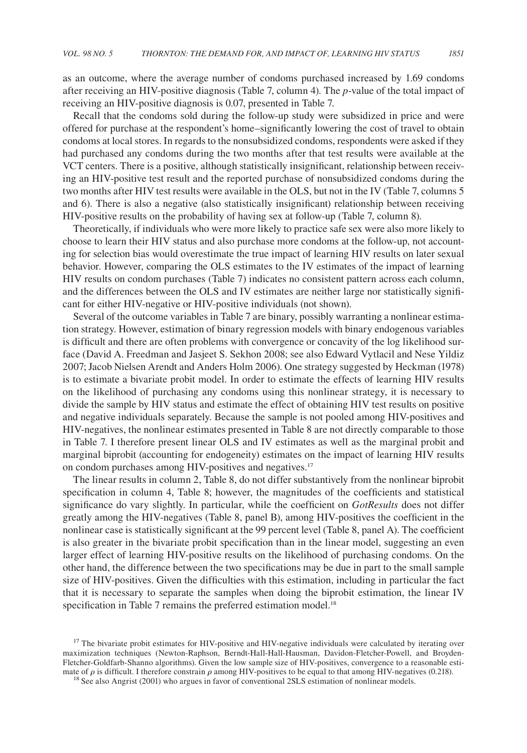as an outcome, where the average number of condoms purchased increased by 1.69 condoms after receiving an HIV-positive diagnosis (Table 7, column 4). The $p$-value of the total impact of receiving an HIV-positive diagnosis is 0.07, presented in Table 7.

Recall that the condoms sold during the follow-up study were subsidized in price and were offered for purchase at the respondent's home–significantly lowering the cost of travel to obtain condoms at local stores. In regards to the nonsubsidized condoms, respondents were asked if they had purchased any condoms during the two months after that test results were available at the VCT centers. There is a positive, although statistically insignificant, relationship between receiving an HIV-positive test result and the reported purchase of nonsubsidized condoms during the two months after HIV test results were available in the OLS, but not in the IV (Table 7, columns 5 and 6). There is also a negative (also statistically insignificant) relationship between receiving HIV-positive results on the probability of having sex at follow-up (Table 7, column 8).

Theoretically, if individuals who were more likely to practice safe sex were also more likely to choose to learn their HIV status and also purchase more condoms at the follow-up, not accounting for selection bias would overestimate the true impact of learning HIV results on later sexual behavior. However, comparing the OLS estimates to the IV estimates of the impact of learning HIV results on condom purchases (Table 7) indicates no consistent pattern across each column, and the differences between the OLS and IV estimates are neither large nor statistically significant for either HIV-negative or HIV-positive individuals (not shown).

Several of the outcome variables in Table 7 are binary, possibly warranting a nonlinear estimation strategy. However, estimation of binary regression models with binary endogenous variables is difficult and there are often problems with convergence or concavity of the log likelihood surface (David A. Freedman and Jasjeet S. Sekhon 2008; see also Edward Vytlacil and Nese Yildiz 2007; Jacob Nielsen Arendt and Anders Holm 2006). One strategy suggested by Heckman (1978) is to estimate a bivariate probit model. In order to estimate the effects of learning HIV results on the likelihood of purchasing any condoms using this nonlinear strategy, it is necessary to divide the sample by HIV status and estimate the effect of obtaining HIV test results on positive and negative individuals separately. Because the sample is not pooled among HIV-positives and HIV-negatives, the nonlinear estimates presented in Table 8 are not directly comparable to those in Table 7. I therefore present linear OLS and IV estimates as well as the marginal probit and marginal biprobit (accounting for endogeneity) estimates on the impact of learning HIV results on condom purchases among HIV-positives and negatives.[17]

The linear results in column 2, Table 8, do not differ substantively from the nonlinear biprobit specification in column 4, Table 8; however, the magnitudes of the coefficients and statistical significance do vary slightly. In particular, while the coefficient on *GotResults* does not differ greatly among the HIV-negatives (Table 8, panel B), among HIV-positives the coefficient in the nonlinear case is statistically significant at the 99 percent level (Table 8, panel A). The coefficient is also greater in the bivariate probit specification than in the linear model, suggesting an even larger effect of learning HIV-positive results on the likelihood of purchasing condoms. On the other hand, the difference between the two specifications may be due in part to the small sample size of HIV-positives. Given the difficulties with this estimation, including in particular the fact that it is necessary to separate the samples when doing the biprobit estimation, the linear IV specification in Table 7 remains the preferred estimation model.[18]

[17] The bivariate probit estimates for HIV-positive and HIV-negative individuals were calculated by iterating over maximization techniques (Newton-Raphson, Berndt-Hall-Hall-Hausman, Davidon-Fletcher-Powell, and Broyden-Fletcher-Goldfarb-Shanno algorithms). Given the low sample size of HIV-positives, convergence to a reasonable estimate of $\rho$ is difficult. I therefore constrain $\rho$ among HIV-positives to be equal to that among HIV-negatives (0.218).

[18] See also Angrist (2001) who argues in favor of conventional 2SLS estimation of nonlinear models.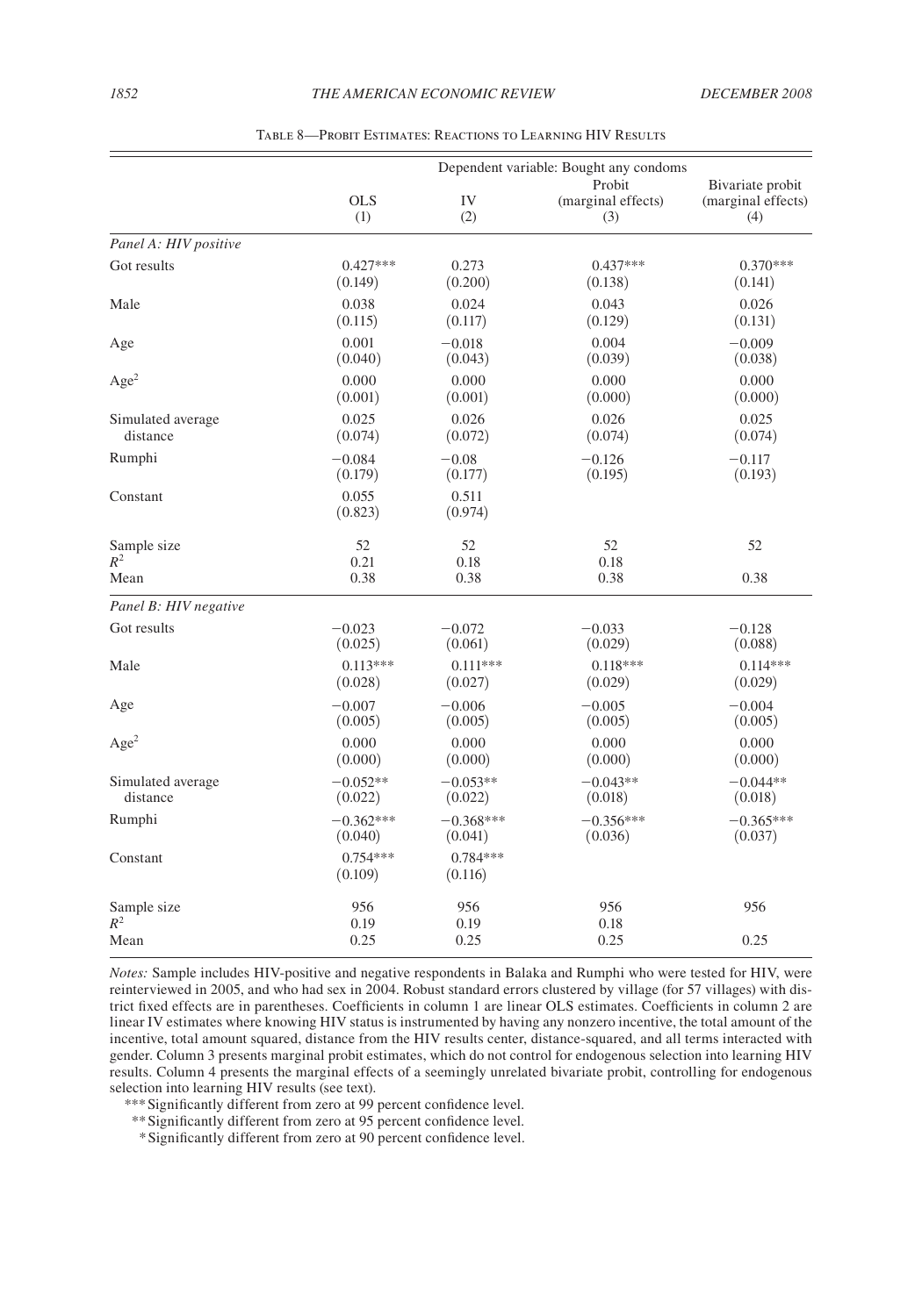Table 8—Probit Estimates: Reactions to Learning HIV Results

| | Dependent variable: Bought any condoms | | | |
|---|---|---|---|---|
| | OLS | IV | Probit (marginal effects) | Bivariate probit (marginal effects) |
| | (1) | (2) | (3) | (4) |
| *Panel A: HIV positive* | | | | |
| Got results | 0.427*** | 0.273 | 0.437*** | 0.370*** |
| | (0.149) | (0.200) | (0.138) | (0.141) |
| Male | 0.038 | 0.024 | 0.043 | 0.026 |
| | (0.115) | (0.117) | (0.129) | (0.131) |
| Age | 0.001 | −0.018 | 0.004 | −0.009 |
| | (0.040) | (0.043) | (0.039) | (0.038) |
| Age$^2$ | 0.000 | 0.000 | 0.000 | 0.000 |
| | (0.001) | (0.001) | (0.000) | (0.000) |
| Simulated average distance | 0.025 | 0.026 | 0.026 | 0.025 |
| | (0.074) | (0.072) | (0.074) | (0.074) |
| Rumphi | −0.084 | −0.08 | −0.126 | −0.117 |
| | (0.179) | (0.177) | (0.195) | (0.193) |
| Constant | 0.055 | 0.511 | | |
| | (0.823) | (0.974) | | |
| Sample size | 52 | 52 | 52 | 52 |
| $R^2$ | 0.21 | 0.18 | 0.18 | |
| Mean | 0.38 | 0.38 | 0.38 | 0.38 |
| *Panel B: HIV negative* | | | | |
| Got results | −0.023 | −0.072 | −0.033 | −0.128 |
| | (0.025) | (0.061) | (0.029) | (0.088) |
| Male | 0.113*** | 0.111*** | 0.118*** | 0.114*** |
| | (0.028) | (0.027) | (0.029) | (0.029) |
| Age | −0.007 | −0.006 | −0.005 | −0.004 |
| | (0.005) | (0.005) | (0.005) | (0.005) |
| Age$^2$ | 0.000 | 0.000 | 0.000 | 0.000 |
| | (0.000) | (0.000) | (0.000) | (0.000) |
| Simulated average distance | −0.052** | −0.053** | −0.043** | −0.044** |
| | (0.022) | (0.022) | (0.018) | (0.018) |
| Rumphi | −0.362*** | −0.368*** | −0.356*** | −0.365*** |
| | (0.040) | (0.041) | (0.036) | (0.037) |
| Constant | 0.754*** | 0.784*** | | |
| | (0.109) | (0.116) | | |
| Sample size | 956 | 956 | 956 | 956 |
| $R^2$ | 0.19 | 0.19 | 0.18 | |
| Mean | 0.25 | 0.25 | 0.25 | 0.25 |

*Notes:* Sample includes HIV-positive and negative respondents in Balaka and Rumphi who were tested for HIV, were reinterviewed in 2005, and who had sex in 2004. Robust standard errors clustered by village (for 57 villages) with district fixed effects are in parentheses. Coefficients in column 1 are linear OLS estimates. Coefficients in column 2 are linear IV estimates where knowing HIV status is instrumented by having any nonzero incentive, the total amount of the incentive, total amount squared, distance from the HIV results center, distance-squared, and all terms interacted with gender. Column 3 presents marginal probit estimates, which do not control for endogenous selection into learning HIV results. Column 4 presents the marginal effects of a seemingly unrelated bivariate probit, controlling for endogenous selection into learning HIV results (see text).

*** Significantly different from zero at 99 percent confidence level.

** Significantly different from zero at 95 percent confidence level.

* Significantly different from zero at 90 percent confidence level.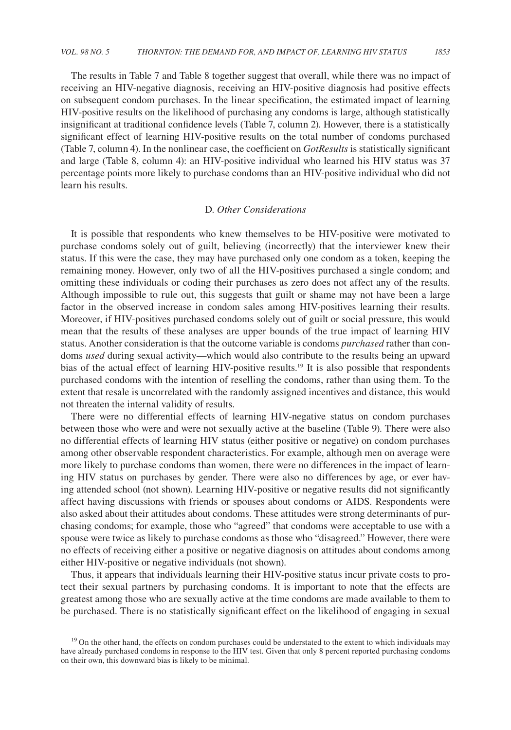The results in Table 7 and Table 8 together suggest that overall, while there was no impact of receiving an HIV-negative diagnosis, receiving an HIV-positive diagnosis had positive effects on subsequent condom purchases. In the linear specification, the estimated impact of learning HIV-positive results on the likelihood of purchasing any condoms is large, although statistically insignificant at traditional confidence levels (Table 7, column 2). However, there is a statistically significant effect of learning HIV-positive results on the total number of condoms purchased (Table 7, column 4). In the nonlinear case, the coefficient on *GotResults* is statistically significant and large (Table 8, column 4): an HIV-positive individual who learned his HIV status was 37 percentage points more likely to purchase condoms than an HIV-positive individual who did not learn his results.

### D. *Other Considerations*

It is possible that respondents who knew themselves to be HIV-positive were motivated to purchase condoms solely out of guilt, believing (incorrectly) that the interviewer knew their status. If this were the case, they may have purchased only one condom as a token, keeping the remaining money. However, only two of all the HIV-positives purchased a single condom; and omitting these individuals or coding their purchases as zero does not affect any of the results. Although impossible to rule out, this suggests that guilt or shame may not have been a large factor in the observed increase in condom sales among HIV-positives learning their results. Moreover, if HIV-positives purchased condoms solely out of guilt or social pressure, this would mean that the results of these analyses are upper bounds of the true impact of learning HIV status. Another consideration is that the outcome variable is condoms *purchased* rather than condoms *used* during sexual activity—which would also contribute to the results being an upward bias of the actual effect of learning HIV-positive results.[19] It is also possible that respondents purchased condoms with the intention of reselling the condoms, rather than using them. To the extent that resale is uncorrelated with the randomly assigned incentives and distance, this would not threaten the internal validity of results.

There were no differential effects of learning HIV-negative status on condom purchases between those who were and were not sexually active at the baseline (Table 9). There were also no differential effects of learning HIV status (either positive or negative) on condom purchases among other observable respondent characteristics. For example, although men on average were more likely to purchase condoms than women, there were no differences in the impact of learning HIV status on purchases by gender. There were also no differences by age, or ever having attended school (not shown). Learning HIV-positive or negative results did not significantly affect having discussions with friends or spouses about condoms or AIDS. Respondents were also asked about their attitudes about condoms. These attitudes were strong determinants of purchasing condoms; for example, those who "agreed" that condoms were acceptable to use with a spouse were twice as likely to purchase condoms as those who "disagreed." However, there were no effects of receiving either a positive or negative diagnosis on attitudes about condoms among either HIV-positive or negative individuals (not shown).

Thus, it appears that individuals learning their HIV-positive status incur private costs to protect their sexual partners by purchasing condoms. It is important to note that the effects are greatest among those who are sexually active at the time condoms are made available to them to be purchased. There is no statistically significant effect on the likelihood of engaging in sexual

[19] On the other hand, the effects on condom purchases could be understated to the extent to which individuals may have already purchased condoms in response to the HIV test. Given that only 8 percent reported purchasing condoms on their own, this downward bias is likely to be minimal.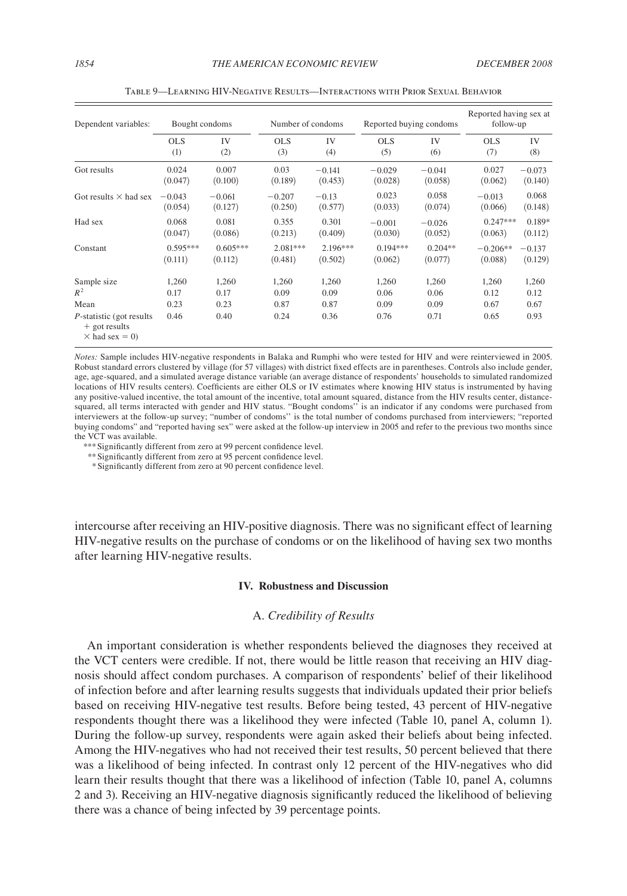Table 9—Learning HIV-Negative Results—Interactions with Prior Sexual Behavior

| Dependent variables: | Bought condoms | | Number of condoms | | Reported buying condoms | | Reported having sex at follow-up | |
|---|---|---|---|---|---|---|---|---|
| | OLS (1) | IV (2) | OLS (3) | IV (4) | OLS (5) | IV (6) | OLS (7) | IV (8) |
| Got results | 0.024 | 0.007 | 0.03 | −0.141 | −0.029 | −0.041 | 0.027 | −0.073 |
| | (0.047) | (0.100) | (0.189) | (0.453) | (0.028) | (0.058) | (0.062) | (0.140) |
| Got results × had sex | −0.043 | −0.061 | −0.207 | −0.13 | 0.023 | 0.058 | −0.013 | 0.068 |
| | (0.054) | (0.127) | (0.250) | (0.577) | (0.033) | (0.074) | (0.066) | (0.148) |
| Had sex | 0.068 | 0.081 | 0.355 | 0.301 | −0.001 | −0.026 | 0.247*** | 0.189* |
| | (0.047) | (0.086) | (0.213) | (0.409) | (0.030) | (0.052) | (0.063) | (0.112) |
| Constant | 0.595*** | 0.605*** | 2.081*** | 2.196*** | 0.194*** | 0.204** | −0.206** | −0.137 |
| | (0.111) | (0.112) | (0.481) | (0.502) | (0.062) | (0.077) | (0.088) | (0.129) |
| Sample size | 1,260 | 1,260 | 1,260 | 1,260 | 1,260 | 1,260 | 1,260 | 1,260 |
| $R^2$ | 0.17 | 0.17 | 0.09 | 0.09 | 0.06 | 0.06 | 0.12 | 0.12 |
| Mean | 0.23 | 0.23 | 0.87 | 0.87 | 0.09 | 0.09 | 0.67 | 0.67 |
| *P*-statistic (got results + got results × had sex = 0) | 0.46 | 0.40 | 0.24 | 0.36 | 0.76 | 0.71 | 0.65 | 0.93 |

*Notes:* Sample includes HIV-negative respondents in Balaka and Rumphi who were tested for HIV and were reinterviewed in 2005. Robust standard errors clustered by village (for 57 villages) with district fixed effects are in parentheses. Controls also include gender, age, age-squared, and a simulated average distance variable (an average distance of respondents' households to simulated randomized locations of HIV results centers). Coefficients are either OLS or IV estimates where knowing HIV status is instrumented by having any positive-valued incentive, the total amount of the incentive, total amount squared, distance from the HIV results center, distance-squared, all terms interacted with gender and HIV status. "Bought condoms" is an indicator if any condoms were purchased from interviewers at the follow-up survey; "number of condoms" is the total number of condoms purchased from interviewers; "reported buying condoms" and "reported having sex" were asked at the follow-up interview in 2005 and refer to the previous two months since the VCT was available.

*** Significantly different from zero at 99 percent confidence level.

** Significantly different from zero at 95 percent confidence level.

* Significantly different from zero at 90 percent confidence level.

intercourse after receiving an HIV-positive diagnosis. There was no significant effect of learning HIV-negative results on the purchase of condoms or on the likelihood of having sex two months after learning HIV-negative results.

## IV. Robustness and Discussion

### A. *Credibility of Results*

An important consideration is whether respondents believed the diagnoses they received at the VCT centers were credible. If not, there would be little reason that receiving an HIV diagnosis should affect condom purchases. A comparison of respondents' belief of their likelihood of infection before and after learning results suggests that individuals updated their prior beliefs based on receiving HIV-negative test results. Before being tested, 43 percent of HIV-negative respondents thought there was a likelihood they were infected (Table 10, panel A, column 1). During the follow-up survey, respondents were again asked their beliefs about being infected. Among the HIV-negatives who had not received their test results, 50 percent believed that there was a likelihood of being infected. In contrast only 12 percent of the HIV-negatives who did learn their results thought that there was a likelihood of infection (Table 10, panel A, columns 2 and 3). Receiving an HIV-negative diagnosis significantly reduced the likelihood of believing there was a chance of being infected by 39 percentage points.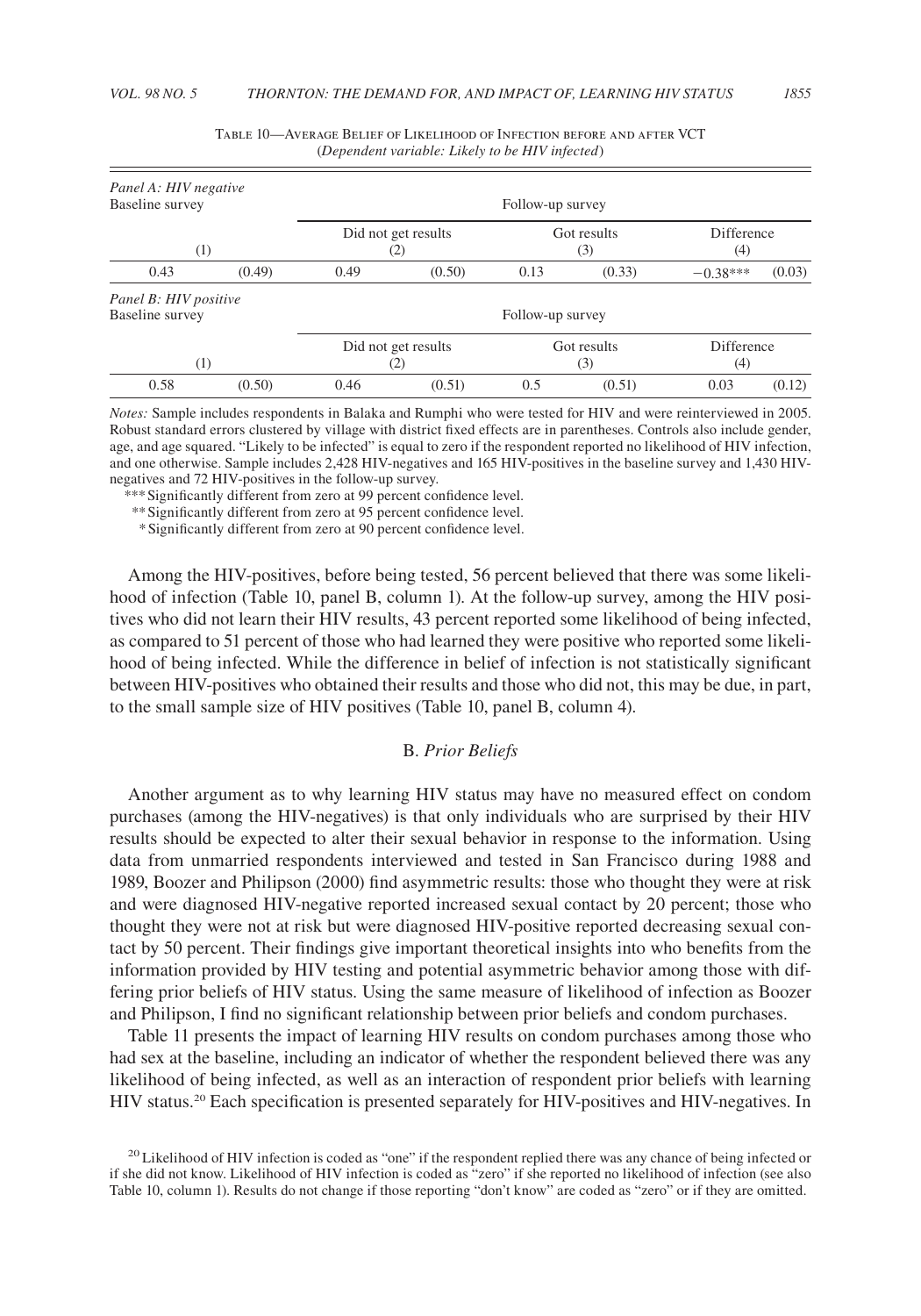Table 10—Average Belief of Likelihood of Infection before and after VCT
(*Dependent variable: Likely to be HIV infected*)

| *Panel A: HIV negative* | | | | | | | |
|---|---|---|---|---|---|---|---|
| Baseline survey | | Follow-up survey | | | | | |
| | | Did not get results | | Got results | | Difference | |
| (1) | | (2) | | (3) | | (4) | |
| 0.43 | (0.49) | 0.49 | (0.50) | 0.13 | (0.33) | −0.38*** | (0.03) |
| *Panel B: HIV positive* | | | | | | | |
| Baseline survey | | Follow-up survey | | | | | |
| | | Did not get results | | Got results | | Difference | |
| (1) | | (2) | | (3) | | (4) | |
| 0.58 | (0.50) | 0.46 | (0.51) | 0.5 | (0.51) | 0.03 | (0.12) |

*Notes:* Sample includes respondents in Balaka and Rumphi who were tested for HIV and were reinterviewed in 2005. Robust standard errors clustered by village with district fixed effects are in parentheses. Controls also include gender, age, and age squared. "Likely to be infected" is equal to zero if the respondent reported no likelihood of HIV infection, and one otherwise. Sample includes 2,428 HIV-negatives and 165 HIV-positives in the baseline survey and 1,430 HIV-negatives and 72 HIV-positives in the follow-up survey.

*** Significantly different from zero at 99 percent confidence level.
** Significantly different from zero at 95 percent confidence level.
* Significantly different from zero at 90 percent confidence level.

Among the HIV-positives, before being tested, 56 percent believed that there was some likelihood of infection (Table 10, panel B, column 1). At the follow-up survey, among the HIV positives who did not learn their HIV results, 43 percent reported some likelihood of being infected, as compared to 51 percent of those who had learned they were positive who reported some likelihood of being infected. While the difference in belief of infection is not statistically significant between HIV-positives who obtained their results and those who did not, this may be due, in part, to the small sample size of HIV positives (Table 10, panel B, column 4).

## B. *Prior Beliefs*

Another argument as to why learning HIV status may have no measured effect on condom purchases (among the HIV-negatives) is that only individuals who are surprised by their HIV results should be expected to alter their sexual behavior in response to the information. Using data from unmarried respondents interviewed and tested in San Francisco during 1988 and 1989, Boozer and Philipson (2000) find asymmetric results: those who thought they were at risk and were diagnosed HIV-negative reported increased sexual contact by 20 percent; those who thought they were not at risk but were diagnosed HIV-positive reported decreasing sexual contact by 50 percent. Their findings give important theoretical insights into who benefits from the information provided by HIV testing and potential asymmetric behavior among those with differing prior beliefs of HIV status. Using the same measure of likelihood of infection as Boozer and Philipson, I find no significant relationship between prior beliefs and condom purchases.

Table 11 presents the impact of learning HIV results on condom purchases among those who had sex at the baseline, including an indicator of whether the respondent believed there was any likelihood of being infected, as well as an interaction of respondent prior beliefs with learning HIV status.[20] Each specification is presented separately for HIV-positives and HIV-negatives. In

[20] Likelihood of HIV infection is coded as "one" if the respondent replied there was any chance of being infected or if she did not know. Likelihood of HIV infection is coded as "zero" if she reported no likelihood of infection (see also Table 10, column 1). Results do not change if those reporting "don't know" are coded as "zero" or if they are omitted.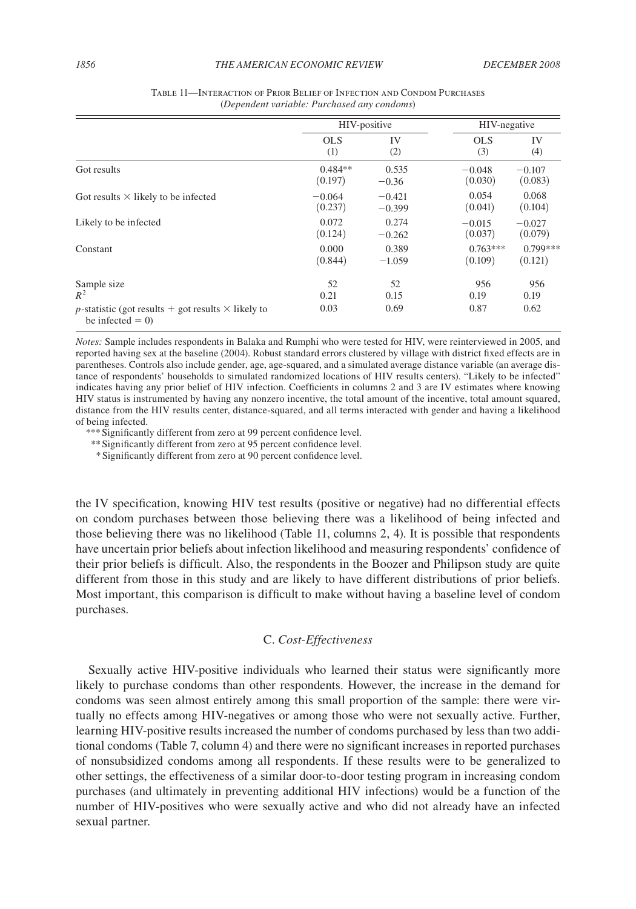Table 11—Interaction of Prior Belief of Infection and Condom Purchases
(*Dependent variable: Purchased any condoms*)

| | HIV-positive | | HIV-negative | |
|---|---|---|---|---|
| | OLS (1) | IV (2) | OLS (3) | IV (4) |
| Got results | 0.484** (0.197) | 0.535 −0.36 | −0.048 (0.030) | −0.107 (0.083) |
| Got results × likely to be infected | −0.064 (0.237) | −0.421 −0.399 | 0.054 (0.041) | 0.068 (0.104) |
| Likely to be infected | 0.072 (0.124) | 0.274 −0.262 | −0.015 (0.037) | −0.027 (0.079) |
| Constant | 0.000 (0.844) | 0.389 −1.059 | 0.763*** (0.109) | 0.799*** (0.121) |
| Sample size | 52 | 52 | 956 | 956 |
| $R^2$ | 0.21 | 0.15 | 0.19 | 0.19 |
| $p$-statistic (got results + got results × likely to be infected = 0) | 0.03 | 0.69 | 0.87 | 0.62 |

*Notes:* Sample includes respondents in Balaka and Rumphi who were tested for HIV, were reinterviewed in 2005, and reported having sex at the baseline (2004). Robust standard errors clustered by village with district fixed effects are in parentheses. Controls also include gender, age, age-squared, and a simulated average distance variable (an average distance of respondents' households to simulated randomized locations of HIV results centers). "Likely to be infected" indicates having any prior belief of HIV infection. Coefficients in columns 2 and 3 are IV estimates where knowing HIV status is instrumented by having any nonzero incentive, the total amount of the incentive, total amount squared, distance from the HIV results center, distance-squared, and all terms interacted with gender and having a likelihood of being infected.

*** Significantly different from zero at 99 percent confidence level.
** Significantly different from zero at 95 percent confidence level.
* Significantly different from zero at 90 percent confidence level.

the IV specification, knowing HIV test results (positive or negative) had no differential effects on condom purchases between those believing there was a likelihood of being infected and those believing there was no likelihood (Table 11, columns 2, 4). It is possible that respondents have uncertain prior beliefs about infection likelihood and measuring respondents' confidence of their prior beliefs is difficult. Also, the respondents in the Boozer and Philipson study are quite different from those in this study and are likely to have different distributions of prior beliefs. Most important, this comparison is difficult to make without having a baseline level of condom purchases.

### C. *Cost-Effectiveness*

Sexually active HIV-positive individuals who learned their status were significantly more likely to purchase condoms than other respondents. However, the increase in the demand for condoms was seen almost entirely among this small proportion of the sample: there were virtually no effects among HIV-negatives or among those who were not sexually active. Further, learning HIV-positive results increased the number of condoms purchased by less than two additional condoms (Table 7, column 4) and there were no significant increases in reported purchases of nonsubsidized condoms among all respondents. If these results were to be generalized to other settings, the effectiveness of a similar door-to-door testing program in increasing condom purchases (and ultimately in preventing additional HIV infections) would be a function of the number of HIV-positives who were sexually active and who did not already have an infected sexual partner.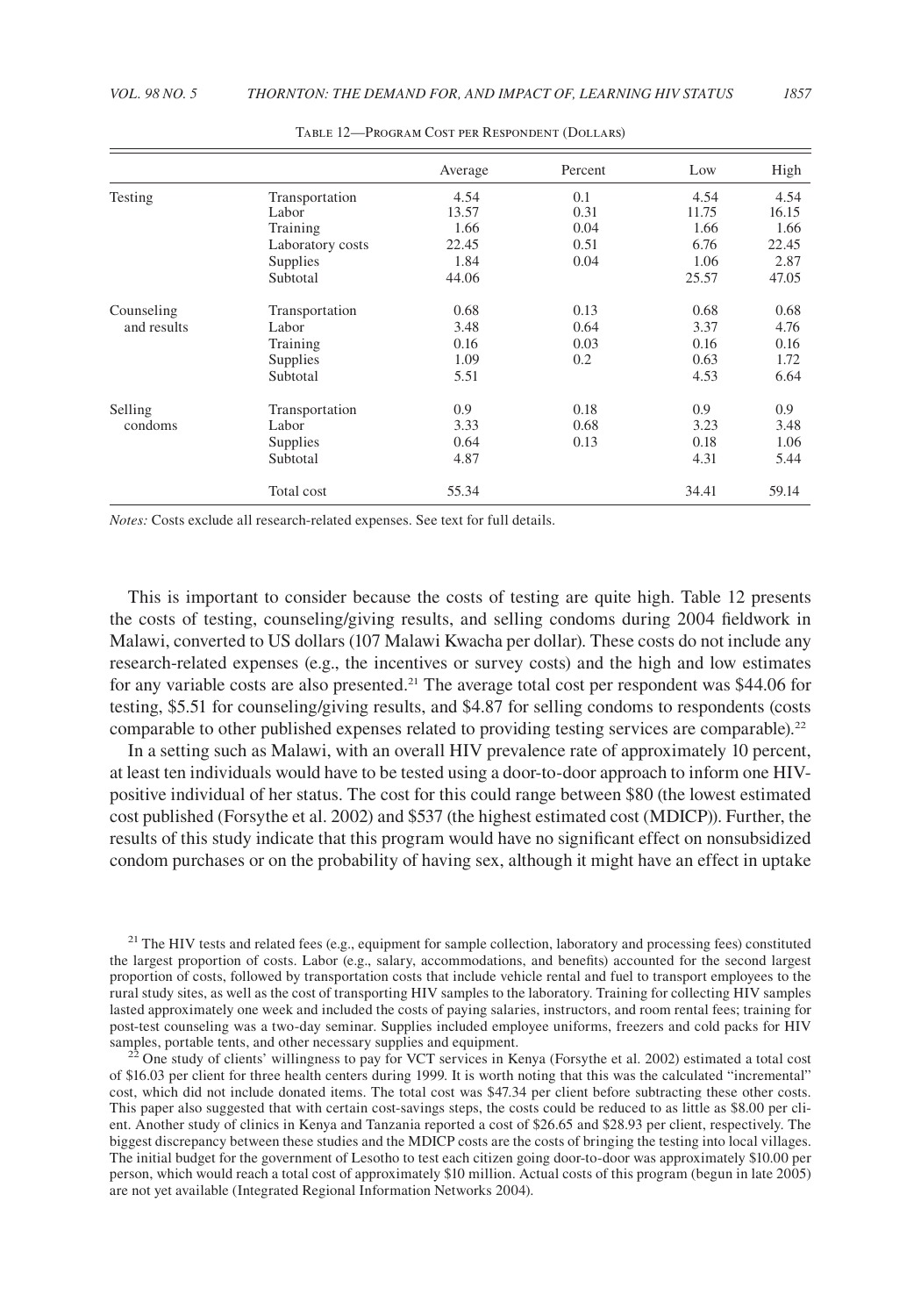Table 12—Program Cost per Respondent (Dollars)

| | | Average | Percent | Low | High |
|---|---|---|---|---|---|
| Testing | Transportation | 4.54 | 0.1 | 4.54 | 4.54 |
| | Labor | 13.57 | 0.31 | 11.75 | 16.15 |
| | Training | 1.66 | 0.04 | 1.66 | 1.66 |
| | Laboratory costs | 22.45 | 0.51 | 6.76 | 22.45 |
| | Supplies | 1.84 | 0.04 | 1.06 | 2.87 |
| | Subtotal | 44.06 | | 25.57 | 47.05 |
| Counseling and results | Transportation | 0.68 | 0.13 | 0.68 | 0.68 |
| | Labor | 3.48 | 0.64 | 3.37 | 4.76 |
| | Training | 0.16 | 0.03 | 0.16 | 0.16 |
| | Supplies | 1.09 | 0.2 | 0.63 | 1.72 |
| | Subtotal | 5.51 | | 4.53 | 6.64 |
| Selling condoms | Transportation | 0.9 | 0.18 | 0.9 | 0.9 |
| | Labor | 3.33 | 0.68 | 3.23 | 3.48 |
| | Supplies | 0.64 | 0.13 | 0.18 | 1.06 |
| | Subtotal | 4.87 | | 4.31 | 5.44 |
| | Total cost | 55.34 | | 34.41 | 59.14 |

*Notes:* Costs exclude all research-related expenses. See text for full details.

This is important to consider because the costs of testing are quite high. Table 12 presents the costs of testing, counseling/giving results, and selling condoms during 2004 fieldwork in Malawi, converted to US dollars (107 Malawi Kwacha per dollar). These costs do not include any research-related expenses (e.g., the incentives or survey costs) and the high and low estimates for any variable costs are also presented.[21] The average total cost per respondent was \$44.06 for testing, \$5.51 for counseling/giving results, and \$4.87 for selling condoms to respondents (costs comparable to other published expenses related to providing testing services are comparable).[22]

In a setting such as Malawi, with an overall HIV prevalence rate of approximately 10 percent, at least ten individuals would have to be tested using a door-to-door approach to inform one HIV-positive individual of her status. The cost for this could range between \$80 (the lowest estimated cost published (Forsythe et al. 2002) and \$537 (the highest estimated cost (MDICP)). Further, the results of this study indicate that this program would have no significant effect on nonsubsidized condom purchases or on the probability of having sex, although it might have an effect in uptake

[21] The HIV tests and related fees (e.g., equipment for sample collection, laboratory and processing fees) constituted the largest proportion of costs. Labor (e.g., salary, accommodations, and benefits) accounted for the second largest proportion of costs, followed by transportation costs that include vehicle rental and fuel to transport employees to the rural study sites, as well as the cost of transporting HIV samples to the laboratory. Training for collecting HIV samples lasted approximately one week and included the costs of paying salaries, instructors, and room rental fees; training for post-test counseling was a two-day seminar. Supplies included employee uniforms, freezers and cold packs for HIV samples, portable tents, and other necessary supplies and equipment.

[22] One study of clients' willingness to pay for VCT services in Kenya (Forsythe et al. 2002) estimated a total cost of \$16.03 per client for three health centers during 1999. It is worth noting that this was the calculated "incremental" cost, which did not include donated items. The total cost was \$47.34 per client before subtracting these other costs. This paper also suggested that with certain cost-savings steps, the costs could be reduced to as little as \$8.00 per client. Another study of clinics in Kenya and Tanzania reported a cost of \$26.65 and \$28.93 per client, respectively. The biggest discrepancy between these studies and the MDICP costs are the costs of bringing the testing into local villages. The initial budget for the government of Lesotho to test each citizen going door-to-door was approximately \$10.00 per person, which would reach a total cost of approximately \$10 million. Actual costs of this program (begun in late 2005) are not yet available (Integrated Regional Information Networks 2004).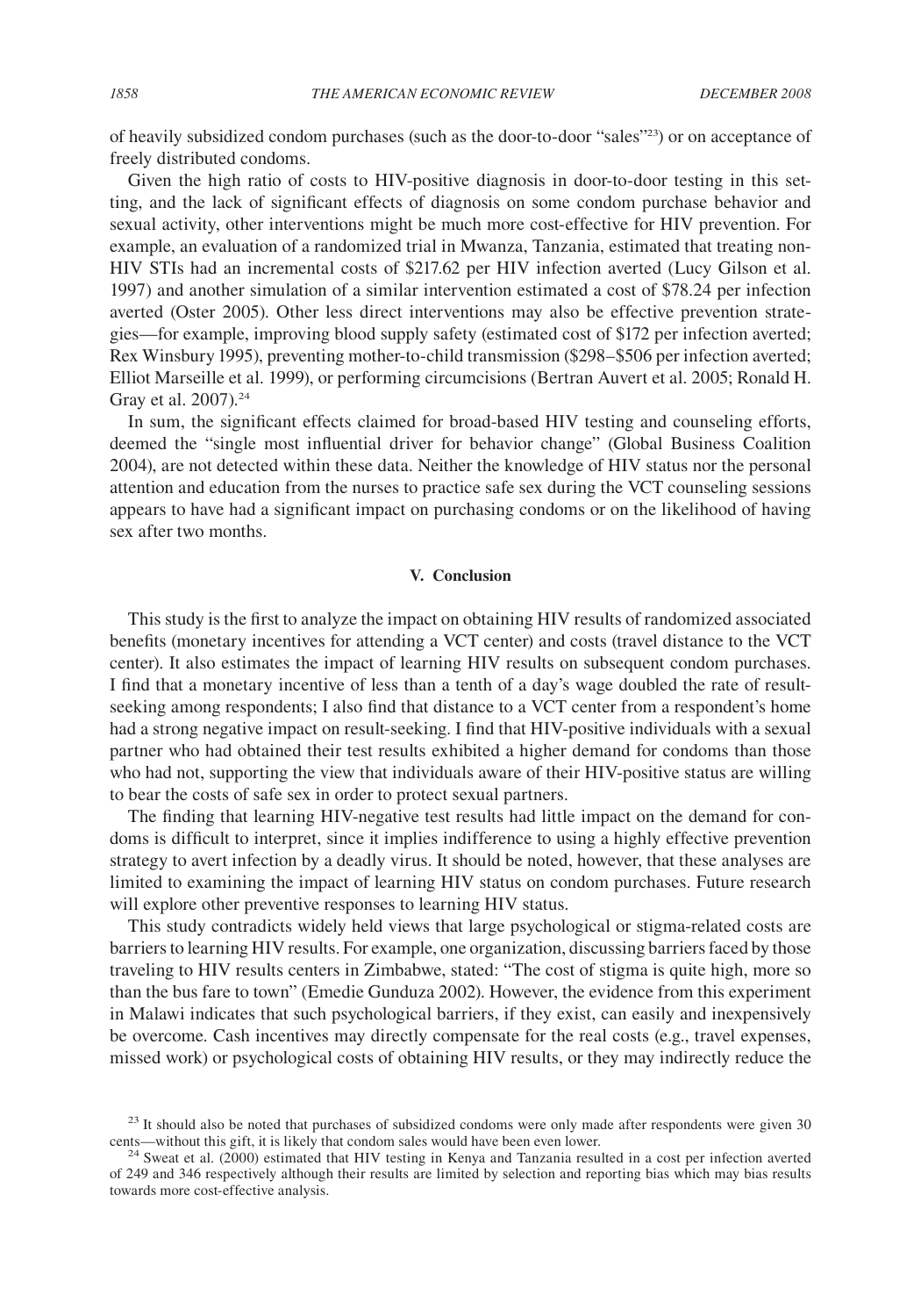of heavily subsidized condom purchases (such as the door-to-door "sales"[23]) or on acceptance of freely distributed condoms.

Given the high ratio of costs to HIV-positive diagnosis in door-to-door testing in this setting, and the lack of significant effects of diagnosis on some condom purchase behavior and sexual activity, other interventions might be much more cost-effective for HIV prevention. For example, an evaluation of a randomized trial in Mwanza, Tanzania, estimated that treating non-HIV STIs had an incremental costs of $217.62 per HIV infection averted (Lucy Gilson et al. 1997) and another simulation of a similar intervention estimated a cost of $78.24 per infection averted (Oster 2005). Other less direct interventions may also be effective prevention strategies—for example, improving blood supply safety (estimated cost of $172 per infection averted; Rex Winsbury 1995), preventing mother-to-child transmission ($298–$506 per infection averted; Elliot Marseille et al. 1999), or performing circumcisions (Bertran Auvert et al. 2005; Ronald H. Gray et al. 2007).[24]

In sum, the significant effects claimed for broad-based HIV testing and counseling efforts, deemed the "single most influential driver for behavior change" (Global Business Coalition 2004), are not detected within these data. Neither the knowledge of HIV status nor the personal attention and education from the nurses to practice safe sex during the VCT counseling sessions appears to have had a significant impact on purchasing condoms or on the likelihood of having sex after two months.

## V. Conclusion

This study is the first to analyze the impact on obtaining HIV results of randomized associated benefits (monetary incentives for attending a VCT center) and costs (travel distance to the VCT center). It also estimates the impact of learning HIV results on subsequent condom purchases. I find that a monetary incentive of less than a tenth of a day's wage doubled the rate of result-seeking among respondents; I also find that distance to a VCT center from a respondent's home had a strong negative impact on result-seeking. I find that HIV-positive individuals with a sexual partner who had obtained their test results exhibited a higher demand for condoms than those who had not, supporting the view that individuals aware of their HIV-positive status are willing to bear the costs of safe sex in order to protect sexual partners.

The finding that learning HIV-negative test results had little impact on the demand for condoms is difficult to interpret, since it implies indifference to using a highly effective prevention strategy to avert infection by a deadly virus. It should be noted, however, that these analyses are limited to examining the impact of learning HIV status on condom purchases. Future research will explore other preventive responses to learning HIV status.

This study contradicts widely held views that large psychological or stigma-related costs are barriers to learning HIV results. For example, one organization, discussing barriers faced by those traveling to HIV results centers in Zimbabwe, stated: "The cost of stigma is quite high, more so than the bus fare to town" (Emedie Gunduza 2002). However, the evidence from this experiment in Malawi indicates that such psychological barriers, if they exist, can easily and inexpensively be overcome. Cash incentives may directly compensate for the real costs (e.g., travel expenses, missed work) or psychological costs of obtaining HIV results, or they may indirectly reduce the

[23] It should also be noted that purchases of subsidized condoms were only made after respondents were given 30 cents—without this gift, it is likely that condom sales would have been even lower.

[24] Sweat et al. (2000) estimated that HIV testing in Kenya and Tanzania resulted in a cost per infection averted of 249 and 346 respectively although their results are limited by selection and reporting bias which may bias results towards more cost-effective analysis.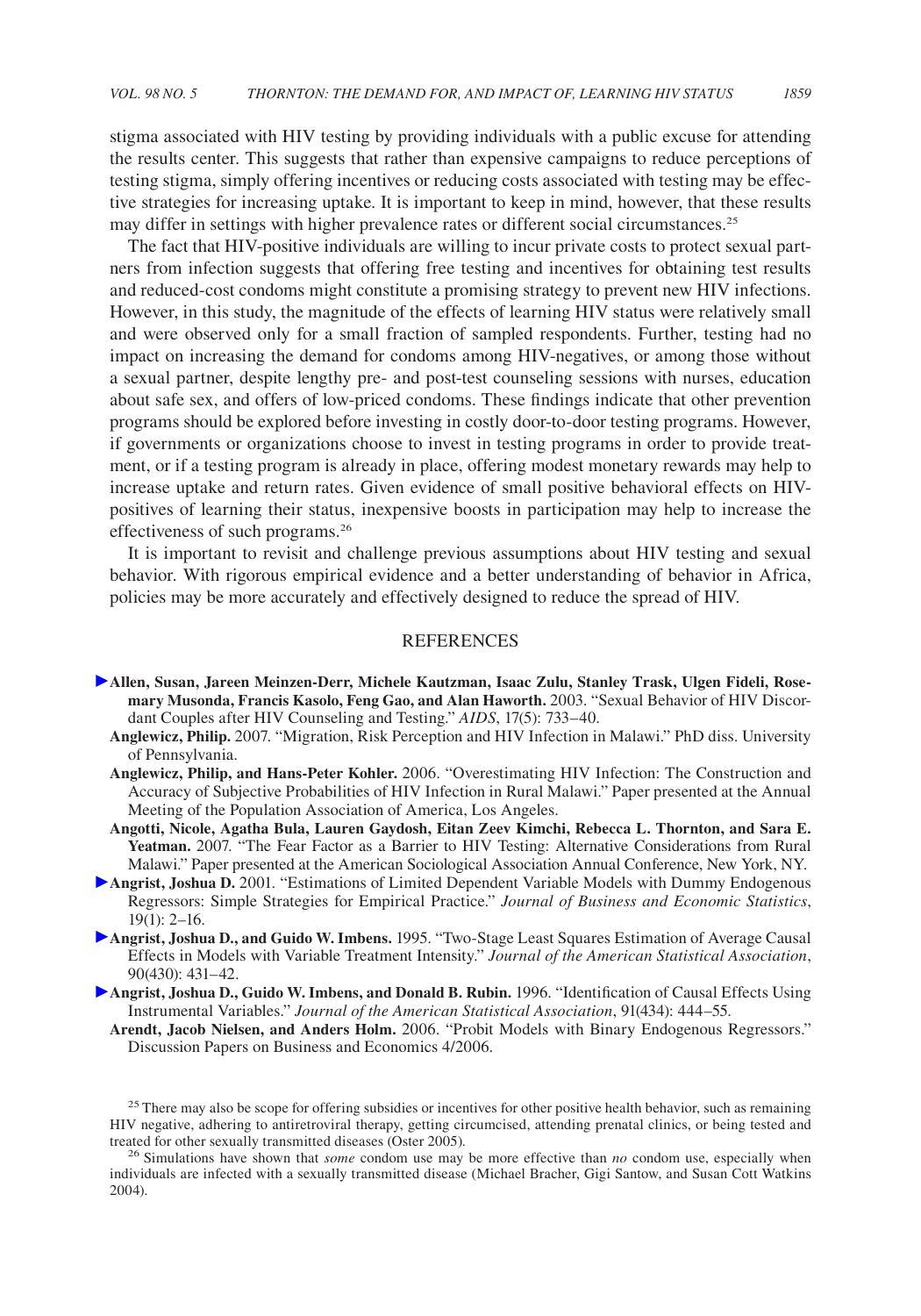stigma associated with HIV testing by providing individuals with a public excuse for attending the results center. This suggests that rather than expensive campaigns to reduce perceptions of testing stigma, simply offering incentives or reducing costs associated with testing may be effective strategies for increasing uptake. It is important to keep in mind, however, that these results may differ in settings with higher prevalence rates or different social circumstances.[25]

The fact that HIV-positive individuals are willing to incur private costs to protect sexual partners from infection suggests that offering free testing and incentives for obtaining test results and reduced-cost condoms might constitute a promising strategy to prevent new HIV infections. However, in this study, the magnitude of the effects of learning HIV status were relatively small and were observed only for a small fraction of sampled respondents. Further, testing had no impact on increasing the demand for condoms among HIV-negatives, or among those without a sexual partner, despite lengthy pre- and post-test counseling sessions with nurses, education about safe sex, and offers of low-priced condoms. These findings indicate that other prevention programs should be explored before investing in costly door-to-door testing programs. However, if governments or organizations choose to invest in testing programs in order to provide treatment, or if a testing program is already in place, offering modest monetary rewards may help to increase uptake and return rates. Given evidence of small positive behavioral effects on HIV-positives of learning their status, inexpensive boosts in participation may help to increase the effectiveness of such programs.[26]

It is important to revisit and challenge previous assumptions about HIV testing and sexual behavior. With rigorous empirical evidence and a better understanding of behavior in Africa, policies may be more accurately and effectively designed to reduce the spread of HIV.

## REFERENCES

**Allen, Susan, Jareen Meinzen-Derr, Michele Kautzman, Isaac Zulu, Stanley Trask, Ulgen Fideli, Rosemary Musonda, Francis Kasolo, Feng Gao, and Alan Haworth.** 2003. "Sexual Behavior of HIV Discordant Couples after HIV Counseling and Testing." *AIDS*, 17(5): 733–40.

**Anglewicz, Philip.** 2007. "Migration, Risk Perception and HIV Infection in Malawi." PhD diss. University of Pennsylvania.

**Anglewicz, Philip, and Hans-Peter Kohler.** 2006. "Overestimating HIV Infection: The Construction and Accuracy of Subjective Probabilities of HIV Infection in Rural Malawi." Paper presented at the Annual Meeting of the Population Association of America, Los Angeles.

**Angotti, Nicole, Agatha Bula, Lauren Gaydosh, Eitan Zeev Kimchi, Rebecca L. Thornton, and Sara E. Yeatman.** 2007. "The Fear Factor as a Barrier to HIV Testing: Alternative Considerations from Rural Malawi." Paper presented at the American Sociological Association Annual Conference, New York, NY.

**Angrist, Joshua D.** 2001. "Estimations of Limited Dependent Variable Models with Dummy Endogenous Regressors: Simple Strategies for Empirical Practice." *Journal of Business and Economic Statistics*, 19(1): 2–16.

**Angrist, Joshua D., and Guido W. Imbens.** 1995. "Two-Stage Least Squares Estimation of Average Causal Effects in Models with Variable Treatment Intensity." *Journal of the American Statistical Association*, 90(430): 431–42.

**Angrist, Joshua D., Guido W. Imbens, and Donald B. Rubin.** 1996. "Identification of Causal Effects Using Instrumental Variables." *Journal of the American Statistical Association*, 91(434): 444–55.

**Arendt, Jacob Nielsen, and Anders Holm.** 2006. "Probit Models with Binary Endogenous Regressors." Discussion Papers on Business and Economics 4/2006.

[25] There may also be scope for offering subsidies or incentives for other positive health behavior, such as remaining HIV negative, adhering to antiretroviral therapy, getting circumcised, attending prenatal clinics, or being tested and treated for other sexually transmitted diseases (Oster 2005).

[26] Simulations have shown that *some* condom use may be more effective than *no* condom use, especially when individuals are infected with a sexually transmitted disease (Michael Bracher, Gigi Santow, and Susan Cott Watkins 2004).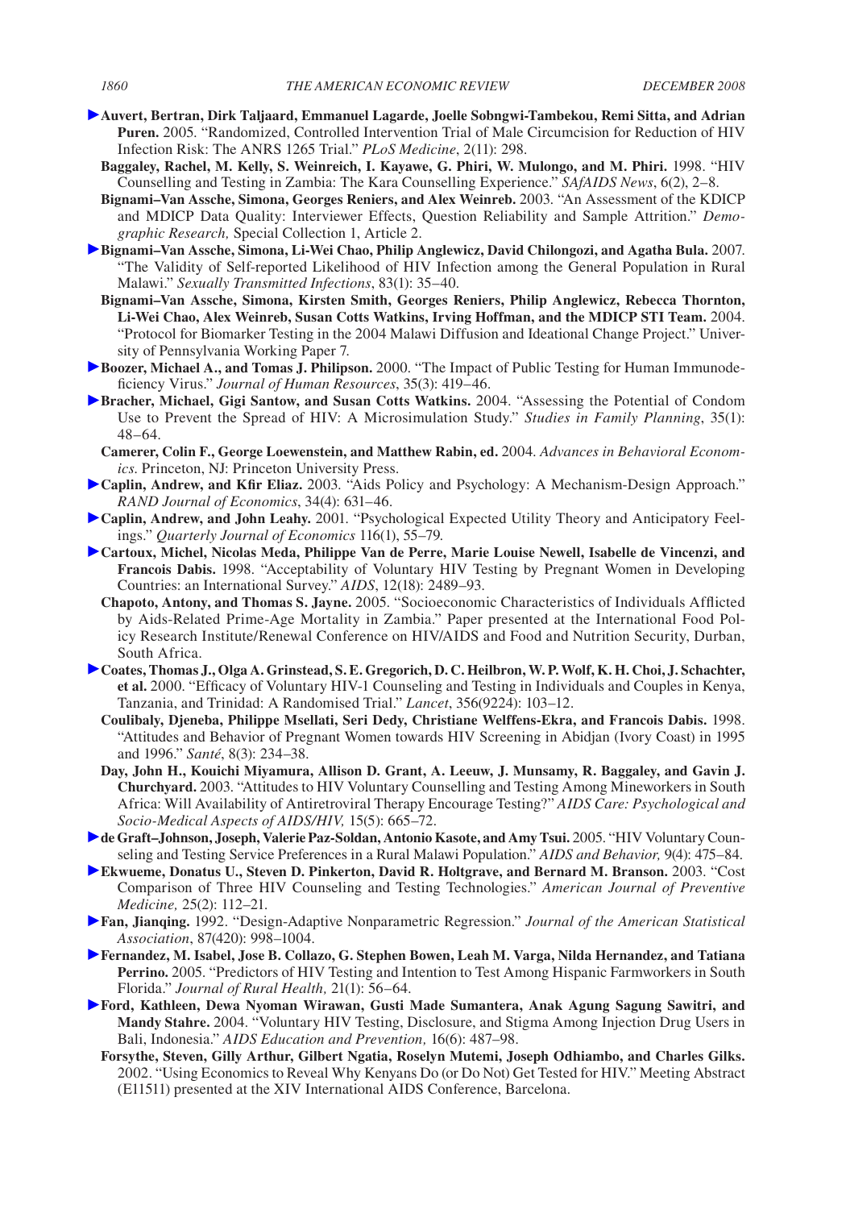**Auvert, Bertran, Dirk Taljaard, Emmanuel Lagarde, Joelle Sobngwi-Tambekou, Remi Sitta, and Adrian Puren.** 2005. "Randomized, Controlled Intervention Trial of Male Circumcision for Reduction of HIV Infection Risk: The ANRS 1265 Trial." *PLoS Medicine*, 2(11): 298.

**Baggaley, Rachel, M. Kelly, S. Weinreich, I. Kayawe, G. Phiri, W. Mulongo, and M. Phiri.** 1998. "HIV Counselling and Testing in Zambia: The Kara Counselling Experience." *SAfAIDS News*, 6(2), 2–8.

**Bignami–Van Assche, Simona, Georges Reniers, and Alex Weinreb.** 2003. "An Assessment of the KDICP and MDICP Data Quality: Interviewer Effects, Question Reliability and Sample Attrition." *Demographic Research,* Special Collection 1, Article 2.

**Bignami–Van Assche, Simona, Li-Wei Chao, Philip Anglewicz, David Chilongozi, and Agatha Bula.** 2007. "The Validity of Self-reported Likelihood of HIV Infection among the General Population in Rural Malawi." *Sexually Transmitted Infections*, 83(1): 35–40.

**Bignami–Van Assche, Simona, Kirsten Smith, Georges Reniers, Philip Anglewicz, Rebecca Thornton, Li-Wei Chao, Alex Weinreb, Susan Cotts Watkins, Irving Hoffman, and the MDICP STI Team.** 2004. "Protocol for Biomarker Testing in the 2004 Malawi Diffusion and Ideational Change Project." University of Pennsylvania Working Paper 7.

**Boozer, Michael A., and Tomas J. Philipson.** 2000. "The Impact of Public Testing for Human Immunodeficiency Virus." *Journal of Human Resources*, 35(3): 419–46.

**Bracher, Michael, Gigi Santow, and Susan Cotts Watkins.** 2004. "Assessing the Potential of Condom Use to Prevent the Spread of HIV: A Microsimulation Study." *Studies in Family Planning*, 35(1): 48–64.

**Camerer, Colin F., George Loewenstein, and Matthew Rabin, ed.** 2004. *Advances in Behavioral Economics.* Princeton, NJ: Princeton University Press.

**Caplin, Andrew, and Kfir Eliaz.** 2003. "Aids Policy and Psychology: A Mechanism-Design Approach." *RAND Journal of Economics*, 34(4): 631–46.

**Caplin, Andrew, and John Leahy.** 2001. "Psychological Expected Utility Theory and Anticipatory Feelings." *Quarterly Journal of Economics* 116(1), 55–79.

**Cartoux, Michel, Nicolas Meda, Philippe Van de Perre, Marie Louise Newell, Isabelle de Vincenzi, and Francois Dabis.** 1998. "Acceptability of Voluntary HIV Testing by Pregnant Women in Developing Countries: an International Survey." *AIDS*, 12(18): 2489–93.

**Chapoto, Antony, and Thomas S. Jayne.** 2005. "Socioeconomic Characteristics of Individuals Afflicted by Aids-Related Prime-Age Mortality in Zambia." Paper presented at the International Food Policy Research Institute/Renewal Conference on HIV/AIDS and Food and Nutrition Security, Durban, South Africa.

**Coates, Thomas J., Olga A. Grinstead, S. E. Gregorich, D. C. Heilbron, W. P. Wolf, K. H. Choi, J. Schachter, et al.** 2000. "Efficacy of Voluntary HIV-1 Counseling and Testing in Individuals and Couples in Kenya, Tanzania, and Trinidad: A Randomised Trial." *Lancet*, 356(9224): 103–12.

**Coulibaly, Djeneba, Philippe Msellati, Seri Dedy, Christiane Welffens-Ekra, and Francois Dabis.** 1998. "Attitudes and Behavior of Pregnant Women towards HIV Screening in Abidjan (Ivory Coast) in 1995 and 1996." *Santé*, 8(3): 234–38.

**Day, John H., Kouichi Miyamura, Allison D. Grant, A. Leeuw, J. Munsamy, R. Baggaley, and Gavin J. Churchyard.** 2003. "Attitudes to HIV Voluntary Counselling and Testing Among Mineworkers in South Africa: Will Availability of Antiretroviral Therapy Encourage Testing?" *AIDS Care: Psychological and Socio-Medical Aspects of AIDS/HIV,* 15(5): 665–72.

**de Graft–Johnson, Joseph, Valerie Paz-Soldan, Antonio Kasote, and Amy Tsui.** 2005. "HIV Voluntary Counseling and Testing Service Preferences in a Rural Malawi Population." *AIDS and Behavior,* 9(4): 475–84.

**Ekwueme, Donatus U., Steven D. Pinkerton, David R. Holtgrave, and Bernard M. Branson.** 2003. "Cost Comparison of Three HIV Counseling and Testing Technologies." *American Journal of Preventive Medicine,* 25(2): 112–21.

**Fan, Jianqing.** 1992. "Design-Adaptive Nonparametric Regression." *Journal of the American Statistical Association*, 87(420): 998–1004.

**Fernandez, M. Isabel, Jose B. Collazo, G. Stephen Bowen, Leah M. Varga, Nilda Hernandez, and Tatiana Perrino.** 2005. "Predictors of HIV Testing and Intention to Test Among Hispanic Farmworkers in South Florida." *Journal of Rural Health,* 21(1): 56–64.

**Ford, Kathleen, Dewa Nyoman Wirawan, Gusti Made Sumantera, Anak Agung Sagung Sawitri, and Mandy Stahre.** 2004. "Voluntary HIV Testing, Disclosure, and Stigma Among Injection Drug Users in Bali, Indonesia." *AIDS Education and Prevention,* 16(6): 487–98.

**Forsythe, Steven, Gilly Arthur, Gilbert Ngatia, Roselyn Mutemi, Joseph Odhiambo, and Charles Gilks.** 2002. "Using Economics to Reveal Why Kenyans Do (or Do Not) Get Tested for HIV." Meeting Abstract (E11511) presented at the XIV International AIDS Conference, Barcelona.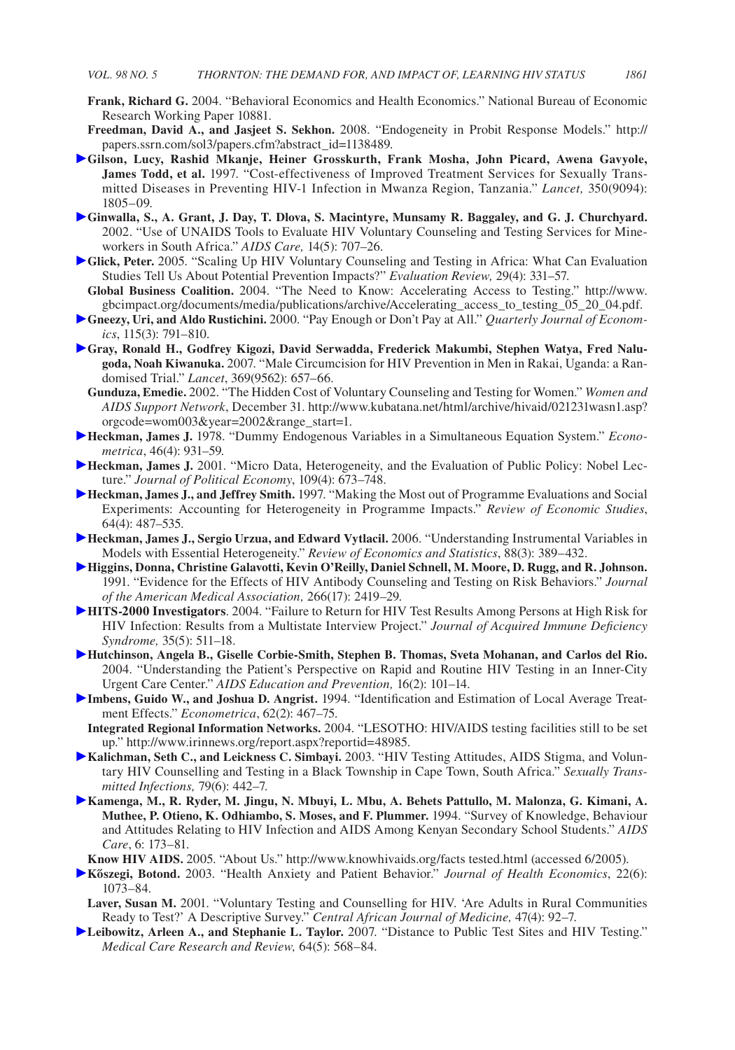**Frank, Richard G.** 2004. "Behavioral Economics and Health Economics." National Bureau of Economic Research Working Paper 10881.

**Freedman, David A., and Jasjeet S. Sekhon.** 2008. "Endogeneity in Probit Response Models." http://papers.ssrn.com/sol3/papers.cfm?abstract_id=1138489.

**Gilson, Lucy, Rashid Mkanje, Heiner Grosskurth, Frank Mosha, John Picard, Awena Gavyole, James Todd, et al.** 1997. "Cost-effectiveness of Improved Treatment Services for Sexually Transmitted Diseases in Preventing HIV-1 Infection in Mwanza Region, Tanzania." *Lancet,* 350(9094): 1805–09.

**Ginwalla, S., A. Grant, J. Day, T. Dlova, S. Macintyre, Munsamy R. Baggaley, and G. J. Churchyard.** 2002. "Use of UNAIDS Tools to Evaluate HIV Voluntary Counseling and Testing Services for Mineworkers in South Africa." *AIDS Care,* 14(5): 707–26.

**Glick, Peter.** 2005. "Scaling Up HIV Voluntary Counseling and Testing in Africa: What Can Evaluation Studies Tell Us About Potential Prevention Impacts?" *Evaluation Review,* 29(4): 331–57.

**Global Business Coalition.** 2004. "The Need to Know: Accelerating Access to Testing." http://www.gbcimpact.org/documents/media/publications/archive/Accelerating_access_to_testing_05_20_04.pdf.

**Gneezy, Uri, and Aldo Rustichini.** 2000. "Pay Enough or Don't Pay at All." *Quarterly Journal of Economics*, 115(3): 791–810.

**Gray, Ronald H., Godfrey Kigozi, David Serwadda, Frederick Makumbi, Stephen Watya, Fred Nalugoda, Noah Kiwanuka.** 2007. "Male Circumcision for HIV Prevention in Men in Rakai, Uganda: a Randomised Trial." *Lancet*, 369(9562): 657–66.

**Gunduza, Emedie.** 2002. "The Hidden Cost of Voluntary Counseling and Testing for Women." *Women and AIDS Support Network*, December 31. http://www.kubatana.net/html/archive/hivaid/021231wasn1.asp?orgcode=wom003&year=2002&range_start=1.

**Heckman, James J.** 1978. "Dummy Endogenous Variables in a Simultaneous Equation System." *Econometrica*, 46(4): 931–59.

**Heckman, James J.** 2001. "Micro Data, Heterogeneity, and the Evaluation of Public Policy: Nobel Lecture." *Journal of Political Economy*, 109(4): 673–748.

**Heckman, James J., and Jeffrey Smith.** 1997. "Making the Most out of Programme Evaluations and Social Experiments: Accounting for Heterogeneity in Programme Impacts." *Review of Economic Studies*, 64(4): 487–535.

**Heckman, James J., Sergio Urzua, and Edward Vytlacil.** 2006. "Understanding Instrumental Variables in Models with Essential Heterogeneity." *Review of Economics and Statistics*, 88(3): 389–432.

**Higgins, Donna, Christine Galavotti, Kevin O'Reilly, Daniel Schnell, M. Moore, D. Rugg, and R. Johnson.** 1991. "Evidence for the Effects of HIV Antibody Counseling and Testing on Risk Behaviors." *Journal of the American Medical Association,* 266(17): 2419–29.

**HITS-2000 Investigators**. 2004. "Failure to Return for HIV Test Results Among Persons at High Risk for HIV Infection: Results from a Multistate Interview Project." *Journal of Acquired Immune Deficiency Syndrome,* 35(5): 511–18.

**Hutchinson, Angela B., Giselle Corbie-Smith, Stephen B. Thomas, Sveta Mohanan, and Carlos del Rio.** 2004. "Understanding the Patient's Perspective on Rapid and Routine HIV Testing in an Inner-City Urgent Care Center." *AIDS Education and Prevention,* 16(2): 101–14.

**Imbens, Guido W., and Joshua D. Angrist.** 1994. "Identification and Estimation of Local Average Treatment Effects." *Econometrica*, 62(2): 467–75.

**Integrated Regional Information Networks.** 2004. "LESOTHO: HIV/AIDS testing facilities still to be set up." http://www.irinnews.org/report.aspx?reportid=48985.

**Kalichman, Seth C., and Leickness C. Simbayi.** 2003. "HIV Testing Attitudes, AIDS Stigma, and Voluntary HIV Counselling and Testing in a Black Township in Cape Town, South Africa." *Sexually Transmitted Infections,* 79(6): 442–7.

**Kamenga, M., R. Ryder, M. Jingu, N. Mbuyi, L. Mbu, A. Behets Pattullo, M. Malonza, G. Kimani, A. Muthee, P. Otieno, K. Odhiambo, S. Moses, and F. Plummer.** 1994. "Survey of Knowledge, Behaviour and Attitudes Relating to HIV Infection and AIDS Among Kenyan Secondary School Students." *AIDS Care*, 6: 173–81.

**Know HIV AIDS.** 2005. "About Us." http://www.knowhivaids.org/facts tested.html (accessed 6/2005).

**Kőszegi, Botond.** 2003. "Health Anxiety and Patient Behavior." *Journal of Health Economics*, 22(6): 1073–84.

**Laver, Susan M.** 2001. "Voluntary Testing and Counselling for HIV. 'Are Adults in Rural Communities Ready to Test?' A Descriptive Survey." *Central African Journal of Medicine,* 47(4): 92–7.

**Leibowitz, Arleen A., and Stephanie L. Taylor.** 2007. "Distance to Public Test Sites and HIV Testing." *Medical Care Research and Review,* 64(5): 568–84.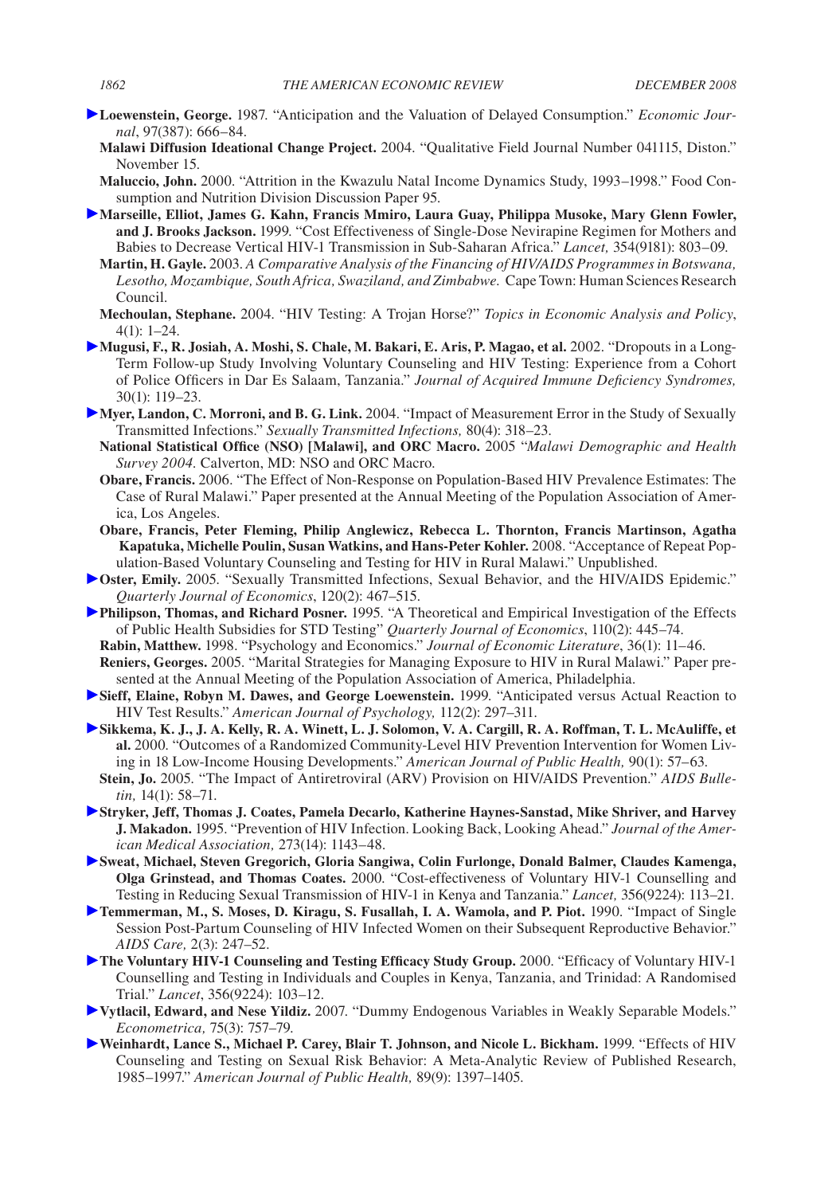**Loewenstein, George.** 1987. "Anticipation and the Valuation of Delayed Consumption." *Economic Journal*, 97(387): 666–84.

**Malawi Diffusion Ideational Change Project.** 2004. "Qualitative Field Journal Number 041115, Diston." November 15.

**Maluccio, John.** 2000. "Attrition in the Kwazulu Natal Income Dynamics Study, 1993–1998." Food Consumption and Nutrition Division Discussion Paper 95.

**Marseille, Elliot, James G. Kahn, Francis Mmiro, Laura Guay, Philippa Musoke, Mary Glenn Fowler, and J. Brooks Jackson.** 1999. "Cost Effectiveness of Single-Dose Nevirapine Regimen for Mothers and Babies to Decrease Vertical HIV-1 Transmission in Sub-Saharan Africa." *Lancet,* 354(9181): 803–09.

**Martin, H. Gayle.** 2003. *A Comparative Analysis of the Financing of HIV/AIDS Programmes in Botswana, Lesotho, Mozambique, South Africa, Swaziland, and Zimbabwe.* Cape Town: Human Sciences Research Council.

**Mechoulan, Stephane.** 2004. "HIV Testing: A Trojan Horse?" *Topics in Economic Analysis and Policy*, 4(1): 1–24.

**Mugusi, F., R. Josiah, A. Moshi, S. Chale, M. Bakari, E. Aris, P. Magao, et al.** 2002. "Dropouts in a Long-Term Follow-up Study Involving Voluntary Counseling and HIV Testing: Experience from a Cohort of Police Officers in Dar Es Salaam, Tanzania." *Journal of Acquired Immune Deficiency Syndromes,* 30(1): 119–23.

**Myer, Landon, C. Morroni, and B. G. Link.** 2004. "Impact of Measurement Error in the Study of Sexually Transmitted Infections." *Sexually Transmitted Infections,* 80(4): 318–23.

**National Statistical Office (NSO) [Malawi], and ORC Macro.** 2005 "*Malawi Demographic and Health Survey 2004.* Calverton, MD: NSO and ORC Macro.

**Obare, Francis.** 2006. "The Effect of Non-Response on Population-Based HIV Prevalence Estimates: The Case of Rural Malawi." Paper presented at the Annual Meeting of the Population Association of America, Los Angeles.

**Obare, Francis, Peter Fleming, Philip Anglewicz, Rebecca L. Thornton, Francis Martinson, Agatha Kapatuka, Michelle Poulin, Susan Watkins, and Hans-Peter Kohler.** 2008. "Acceptance of Repeat Population-Based Voluntary Counseling and Testing for HIV in Rural Malawi." Unpublished.

**Oster, Emily.** 2005. "Sexually Transmitted Infections, Sexual Behavior, and the HIV/AIDS Epidemic." *Quarterly Journal of Economics*, 120(2): 467–515.

**Philipson, Thomas, and Richard Posner.** 1995. "A Theoretical and Empirical Investigation of the Effects of Public Health Subsidies for STD Testing" *Quarterly Journal of Economics*, 110(2): 445–74.

**Rabin, Matthew.** 1998. "Psychology and Economics." *Journal of Economic Literature*, 36(1): 11–46.

**Reniers, Georges.** 2005. "Marital Strategies for Managing Exposure to HIV in Rural Malawi." Paper presented at the Annual Meeting of the Population Association of America, Philadelphia.

**Sieff, Elaine, Robyn M. Dawes, and George Loewenstein.** 1999. "Anticipated versus Actual Reaction to HIV Test Results." *American Journal of Psychology,* 112(2): 297–311.

**Sikkema, K. J., J. A. Kelly, R. A. Winett, L. J. Solomon, V. A. Cargill, R. A. Roffman, T. L. McAuliffe, et al.** 2000. "Outcomes of a Randomized Community-Level HIV Prevention Intervention for Women Living in 18 Low-Income Housing Developments." *American Journal of Public Health,* 90(1): 57–63.

**Stein, Jo.** 2005. "The Impact of Antiretroviral (ARV) Provision on HIV/AIDS Prevention." *AIDS Bulletin,* 14(1): 58–71.

**Stryker, Jeff, Thomas J. Coates, Pamela Decarlo, Katherine Haynes-Sanstad, Mike Shriver, and Harvey J. Makadon.** 1995. "Prevention of HIV Infection. Looking Back, Looking Ahead." *Journal of the American Medical Association,* 273(14): 1143–48.

**Sweat, Michael, Steven Gregorich, Gloria Sangiwa, Colin Furlonge, Donald Balmer, Claudes Kamenga, Olga Grinstead, and Thomas Coates.** 2000. "Cost-effectiveness of Voluntary HIV-1 Counselling and Testing in Reducing Sexual Transmission of HIV-1 in Kenya and Tanzania." *Lancet,* 356(9224): 113–21.

**Temmerman, M., S. Moses, D. Kiragu, S. Fusallah, I. A. Wamola, and P. Piot.** 1990. "Impact of Single Session Post-Partum Counseling of HIV Infected Women on their Subsequent Reproductive Behavior." *AIDS Care,* 2(3): 247–52.

**The Voluntary HIV-1 Counseling and Testing Efficacy Study Group.** 2000. "Efficacy of Voluntary HIV-1 Counselling and Testing in Individuals and Couples in Kenya, Tanzania, and Trinidad: A Randomised Trial." *Lancet*, 356(9224): 103–12.

**Vytlacil, Edward, and Nese Yildiz.** 2007. "Dummy Endogenous Variables in Weakly Separable Models." *Econometrica,* 75(3): 757–79.

**Weinhardt, Lance S., Michael P. Carey, Blair T. Johnson, and Nicole L. Bickham.** 1999. "Effects of HIV Counseling and Testing on Sexual Risk Behavior: A Meta-Analytic Review of Published Research, 1985–1997." *American Journal of Public Health,* 89(9): 1397–1405.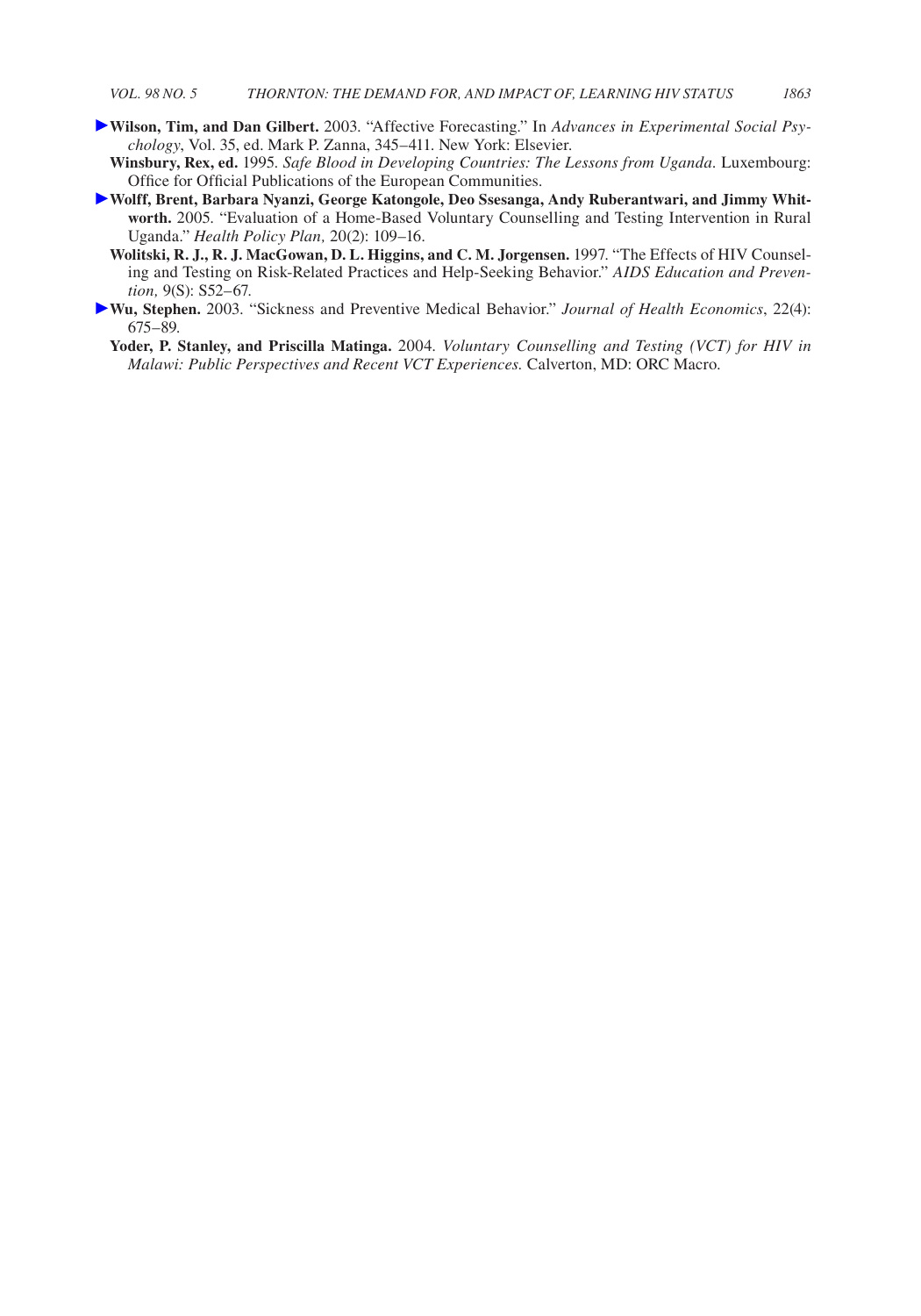**Wilson, Tim, and Dan Gilbert.** 2003. "Affective Forecasting." In *Advances in Experimental Social Psychology*, Vol. 35, ed. Mark P. Zanna, 345–411. New York: Elsevier.

**Winsbury, Rex, ed.** 1995. *Safe Blood in Developing Countries: The Lessons from Uganda.* Luxembourg: Office for Official Publications of the European Communities.

**Wolff, Brent, Barbara Nyanzi, George Katongole, Deo Ssesanga, Andy Ruberantwari, and Jimmy Whitworth.** 2005. "Evaluation of a Home-Based Voluntary Counselling and Testing Intervention in Rural Uganda." *Health Policy Plan,* 20(2): 109–16.

**Wolitski, R. J., R. J. MacGowan, D. L. Higgins, and C. M. Jorgensen.** 1997. "The Effects of HIV Counseling and Testing on Risk-Related Practices and Help-Seeking Behavior." *AIDS Education and Prevention,* 9(S): S52–67.

**Wu, Stephen.** 2003. "Sickness and Preventive Medical Behavior." *Journal of Health Economics*, 22(4): 675–89.

**Yoder, P. Stanley, and Priscilla Matinga.** 2004. *Voluntary Counselling and Testing (VCT) for HIV in Malawi: Public Perspectives and Recent VCT Experiences.* Calverton, MD: ORC Macro.